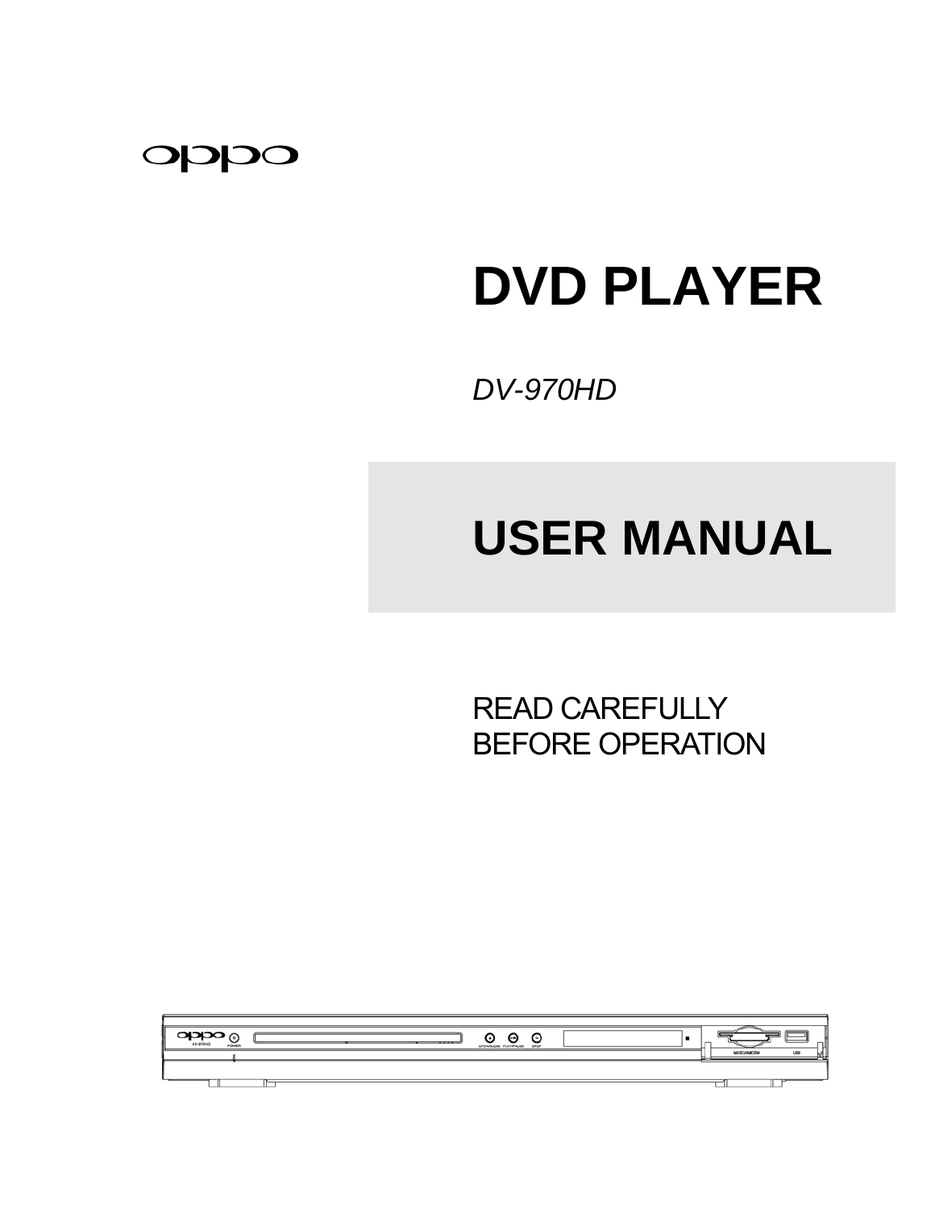oppo

# DVD PLAYER

*DV-970HD*

# USER MANUAL

READ CAREFULLY
BEFORE OPERATION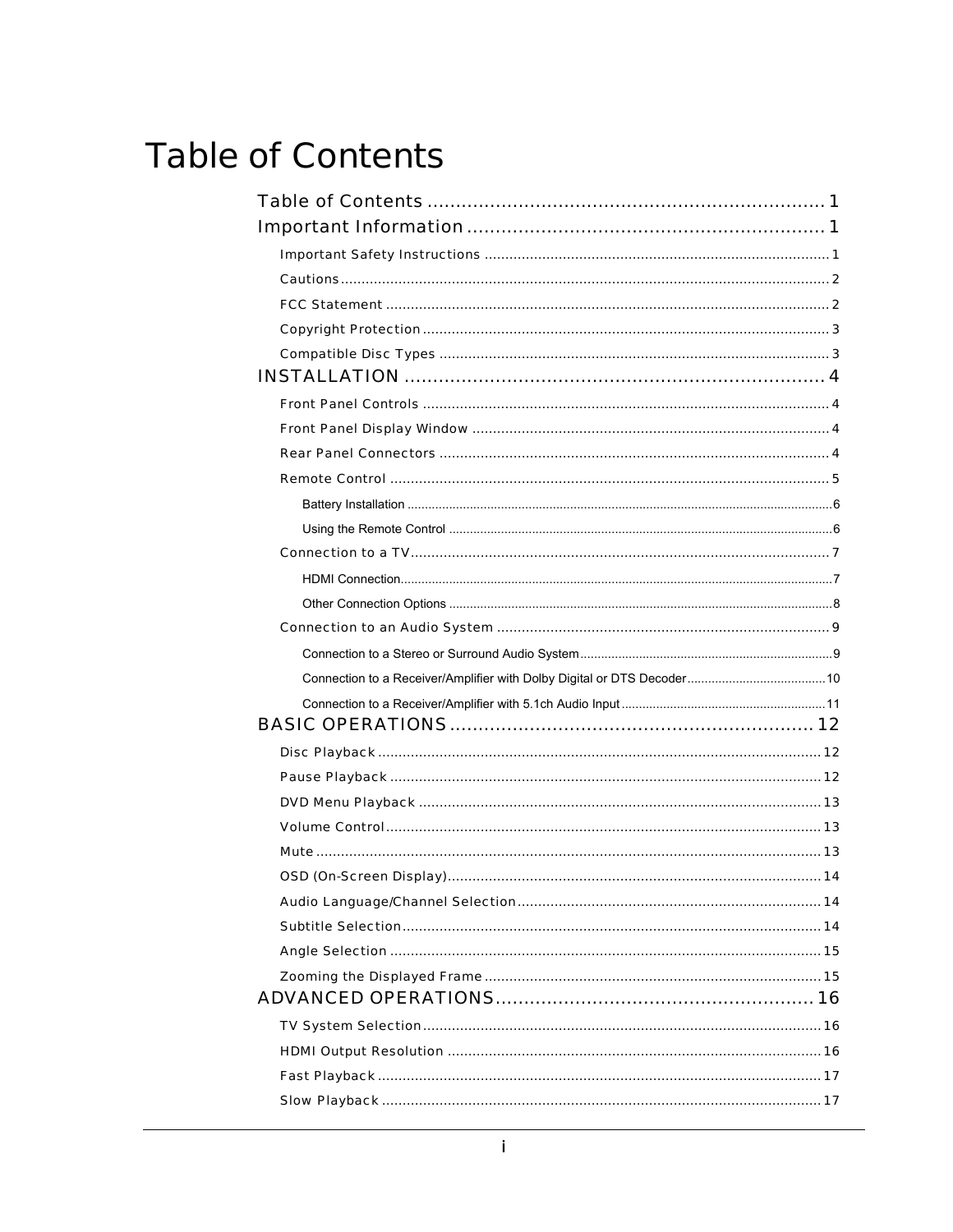# Table of Contents

Table of Contents ........................................................................ 1

Important Information ................................................................. 1

- Important Safety Instructions ..................................................................................... 1
- Cautions ........................................................................................................................ 2
- FCC Statement ............................................................................................................. 2
- Copyright Protection .................................................................................................... 3
- Compatible Disc Types ................................................................................................ 3

INSTALLATION ........................................................................... 4

- Front Panel Controls .................................................................................................... 4
- Front Panel Display Window ........................................................................................ 4
- Rear Panel Connectors ................................................................................................ 4
- Remote Control ............................................................................................................ 5
  - Battery Installation ................................................................................................... 6
  - Using the Remote Control ........................................................................................ 6
- Connection to a TV ....................................................................................................... 7
  - HDMI Connection ..................................................................................................... 7
  - Other Connection Options ........................................................................................ 8
- Connection to an Audio System .................................................................................. 9
  - Connection to a Stereo or Surround Audio System .................................................. 9
  - Connection to a Receiver/Amplifier with Dolby Digital or DTS Decoder ................. 10
  - Connection to a Receiver/Amplifier with 5.1ch Audio Input ................................... 11

BASIC OPERATIONS ................................................................. 12

- Disc Playback ............................................................................................................. 12
- Pause Playback .......................................................................................................... 12
- DVD Menu Playback ................................................................................................... 13
- Volume Control ........................................................................................................... 13
- Mute ............................................................................................................................ 13
- OSD (On-Screen Display) ............................................................................................ 14
- Audio Language/Channel Selection ............................................................................ 14
- Subtitle Selection ....................................................................................................... 14
- Angle Selection .......................................................................................................... 15
- Zooming the Displayed Frame ................................................................................... 15

ADVANCED OPERATIONS ......................................................... 16

- TV System Selection .................................................................................................. 16
- HDMI Output Resolution ............................................................................................ 16
- Fast Playback ............................................................................................................. 17
- Slow Playback ............................................................................................................ 17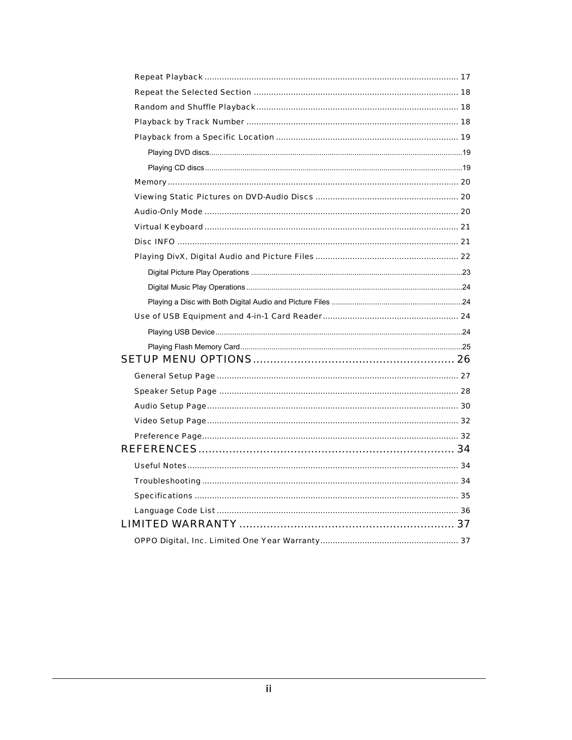Repeat Playback ..................................................................................................... 17

Repeat the Selected Section .................................................................................. 18

Random and Shuffle Playback................................................................................. 18

Playback by Track Number ..................................................................................... 18

Playback from a Specific Location ......................................................................... 19

Playing DVD discs.........................................................................................................................19

Playing CD discs ...........................................................................................................................19

Memory...................................................................................................................... 20

Viewing Static Pictures on DVD-Audio Discs ......................................................... 20

Audio-Only Mode ...................................................................................................... 20

Virtual Keyboard ...................................................................................................... 21

Disc INFO ................................................................................................................. 21

Playing DivX, Digital Audio and Picture Files ......................................................... 22

Digital Picture Play Operations .....................................................................................................23

Digital Music Play Operations .......................................................................................................24

Playing a Disc with Both Digital Audio and Picture Files ..............................................................24

Use of USB Equipment and 4-in-1 Card Reader....................................................... 24

Playing USB Device.......................................................................................................................24

Playing Flash Memory Card..........................................................................................................25

SETUP MENU OPTIONS.......................................................... 26

General Setup Page ................................................................................................. 27

Speaker Setup Page ................................................................................................ 28

Audio Setup Page..................................................................................................... 30

Video Setup Page..................................................................................................... 32

Preference Page....................................................................................................... 32

REFERENCES.......................................................................... 34

Useful Notes............................................................................................................. 34

Troubleshooting ....................................................................................................... 34

Specifications .......................................................................................................... 35

Language Code List ................................................................................................. 36

LIMITED WARRANTY .............................................................. 37

OPPO Digital, Inc. Limited One Year Warranty....................................................... 37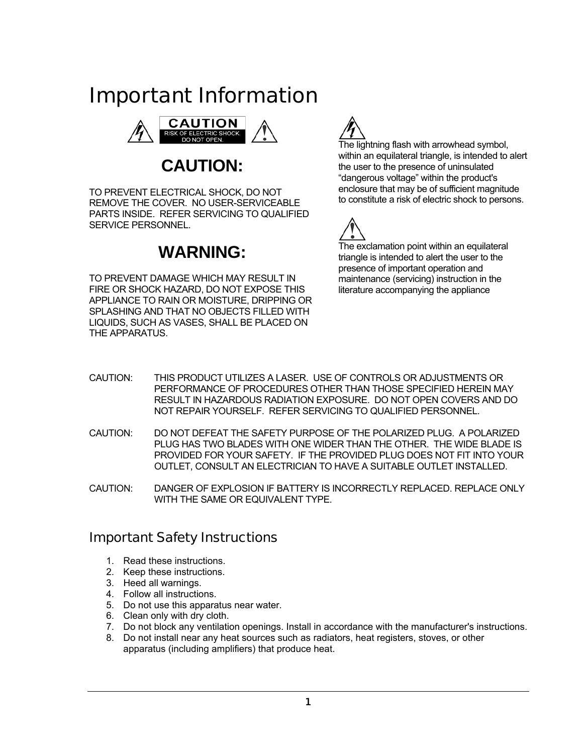# Important Information

CAUTION
RISK OF ELECTRIC SHOCK.
DO NOT OPEN.

## CAUTION:

TO PREVENT ELECTRICAL SHOCK, DO NOT REMOVE THE COVER. NO USER-SERVICEABLE PARTS INSIDE. REFER SERVICING TO QUALIFIED SERVICE PERSONNEL.

## WARNING:

TO PREVENT DAMAGE WHICH MAY RESULT IN FIRE OR SHOCK HAZARD, DO NOT EXPOSE THIS APPLIANCE TO RAIN OR MOISTURE, DRIPPING OR SPLASHING AND THAT NO OBJECTS FILLED WITH LIQUIDS, SUCH AS VASES, SHALL BE PLACED ON THE APPARATUS.

The lightning flash with arrowhead symbol, within an equilateral triangle, is intended to alert the user to the presence of uninsulated "dangerous voltage" within the product's enclosure that may be of sufficient magnitude to constitute a risk of electric shock to persons.

The exclamation point within an equilateral triangle is intended to alert the user to the presence of important operation and maintenance (servicing) instruction in the literature accompanying the appliance

CAUTION: THIS PRODUCT UTILIZES A LASER. USE OF CONTROLS OR ADJUSTMENTS OR PERFORMANCE OF PROCEDURES OTHER THAN THOSE SPECIFIED HEREIN MAY RESULT IN HAZARDOUS RADIATION EXPOSURE. DO NOT OPEN COVERS AND DO NOT REPAIR YOURSELF. REFER SERVICING TO QUALIFIED PERSONNEL.

CAUTION: DO NOT DEFEAT THE SAFETY PURPOSE OF THE POLARIZED PLUG. A POLARIZED PLUG HAS TWO BLADES WITH ONE WIDER THAN THE OTHER. THE WIDE BLADE IS PROVIDED FOR YOUR SAFETY. IF THE PROVIDED PLUG DOES NOT FIT INTO YOUR OUTLET, CONSULT AN ELECTRICIAN TO HAVE A SUITABLE OUTLET INSTALLED.

CAUTION: DANGER OF EXPLOSION IF BATTERY IS INCORRECTLY REPLACED. REPLACE ONLY WITH THE SAME OR EQUIVALENT TYPE.

## Important Safety Instructions

1. Read these instructions.
2. Keep these instructions.
3. Heed all warnings.
4. Follow all instructions.
5. Do not use this apparatus near water.
6. Clean only with dry cloth.
7. Do not block any ventilation openings. Install in accordance with the manufacturer's instructions.
8. Do not install near any heat sources such as radiators, heat registers, stoves, or other apparatus (including amplifiers) that produce heat.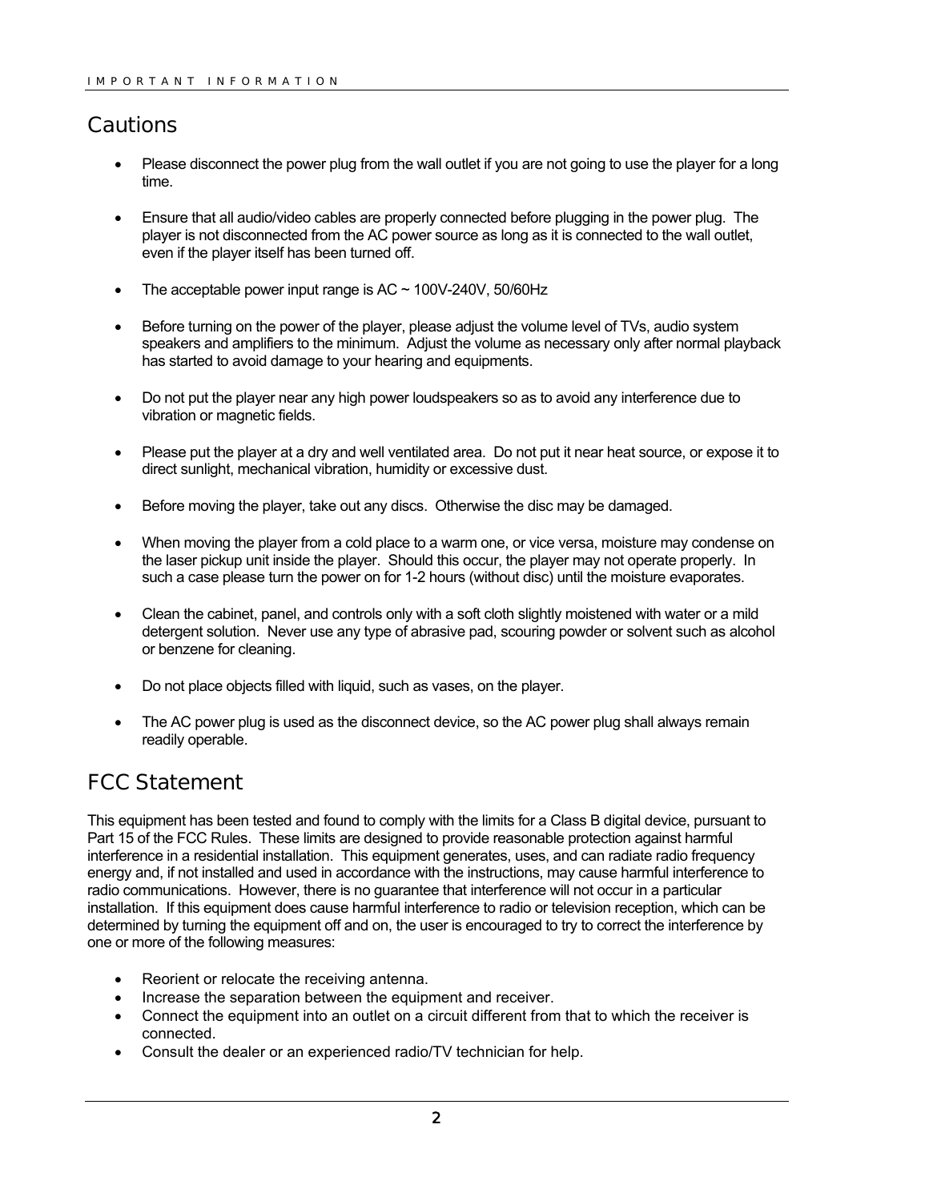## Cautions

- Please disconnect the power plug from the wall outlet if you are not going to use the player for a long time.
- Ensure that all audio/video cables are properly connected before plugging in the power plug. The player is not disconnected from the AC power source as long as it is connected to the wall outlet, even if the player itself has been turned off.
- The acceptable power input range is AC ~ 100V-240V, 50/60Hz
- Before turning on the power of the player, please adjust the volume level of TVs, audio system speakers and amplifiers to the minimum. Adjust the volume as necessary only after normal playback has started to avoid damage to your hearing and equipments.
- Do not put the player near any high power loudspeakers so as to avoid any interference due to vibration or magnetic fields.
- Please put the player at a dry and well ventilated area. Do not put it near heat source, or expose it to direct sunlight, mechanical vibration, humidity or excessive dust.
- Before moving the player, take out any discs. Otherwise the disc may be damaged.
- When moving the player from a cold place to a warm one, or vice versa, moisture may condense on the laser pickup unit inside the player. Should this occur, the player may not operate properly. In such a case please turn the power on for 1-2 hours (without disc) until the moisture evaporates.
- Clean the cabinet, panel, and controls only with a soft cloth slightly moistened with water or a mild detergent solution. Never use any type of abrasive pad, scouring powder or solvent such as alcohol or benzene for cleaning.
- Do not place objects filled with liquid, such as vases, on the player.
- The AC power plug is used as the disconnect device, so the AC power plug shall always remain readily operable.

## FCC Statement

This equipment has been tested and found to comply with the limits for a Class B digital device, pursuant to Part 15 of the FCC Rules. These limits are designed to provide reasonable protection against harmful interference in a residential installation. This equipment generates, uses, and can radiate radio frequency energy and, if not installed and used in accordance with the instructions, may cause harmful interference to radio communications. However, there is no guarantee that interference will not occur in a particular installation. If this equipment does cause harmful interference to radio or television reception, which can be determined by turning the equipment off and on, the user is encouraged to try to correct the interference by one or more of the following measures:

- Reorient or relocate the receiving antenna.
- Increase the separation between the equipment and receiver.
- Connect the equipment into an outlet on a circuit different from that to which the receiver is connected.
- Consult the dealer or an experienced radio/TV technician for help.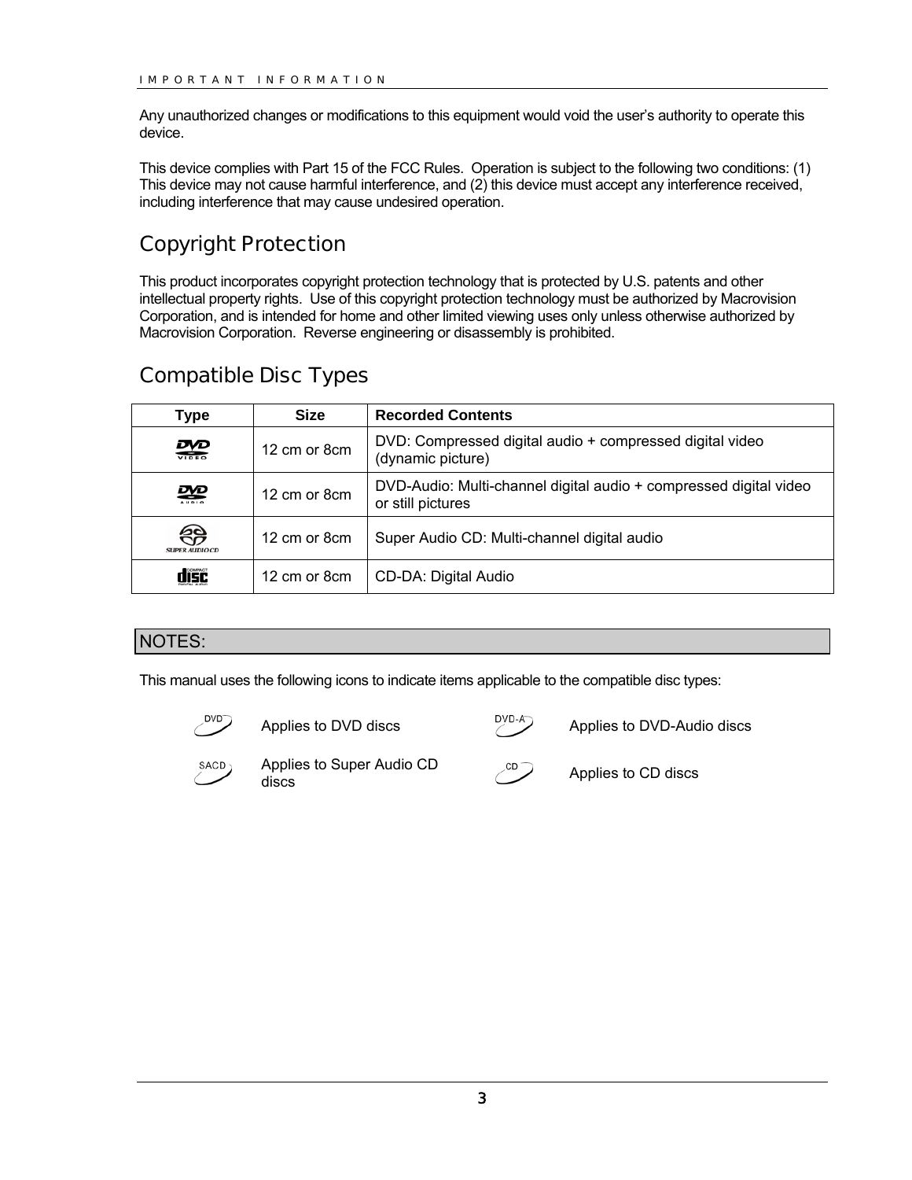Any unauthorized changes or modifications to this equipment would void the user's authority to operate this device.

This device complies with Part 15 of the FCC Rules. Operation is subject to the following two conditions: (1) This device may not cause harmful interference, and (2) this device must accept any interference received, including interference that may cause undesired operation.

## Copyright Protection

This product incorporates copyright protection technology that is protected by U.S. patents and other intellectual property rights. Use of this copyright protection technology must be authorized by Macrovision Corporation, and is intended for home and other limited viewing uses only unless otherwise authorized by Macrovision Corporation. Reverse engineering or disassembly is prohibited.

## Compatible Disc Types

| Type | Size | Recorded Contents |
|---|---|---|
| DVD VIDEO | 12 cm or 8cm | DVD: Compressed digital audio + compressed digital video (dynamic picture) |
| DVD AUDIO | 12 cm or 8cm | DVD-Audio: Multi-channel digital audio + compressed digital video or still pictures |
| SUPER AUDIO CD | 12 cm or 8cm | Super Audio CD: Multi-channel digital audio |
| COMPACT DISC DIGITAL AUDIO | 12 cm or 8cm | CD-DA: Digital Audio |

**NOTES:**

This manual uses the following icons to indicate items applicable to the compatible disc types:

| Icon | Meaning | Icon | Meaning |
|---|---|---|---|
| DVD | Applies to DVD discs | DVD-A | Applies to DVD-Audio discs |
| SACD | Applies to Super Audio CD discs | CD | Applies to CD discs |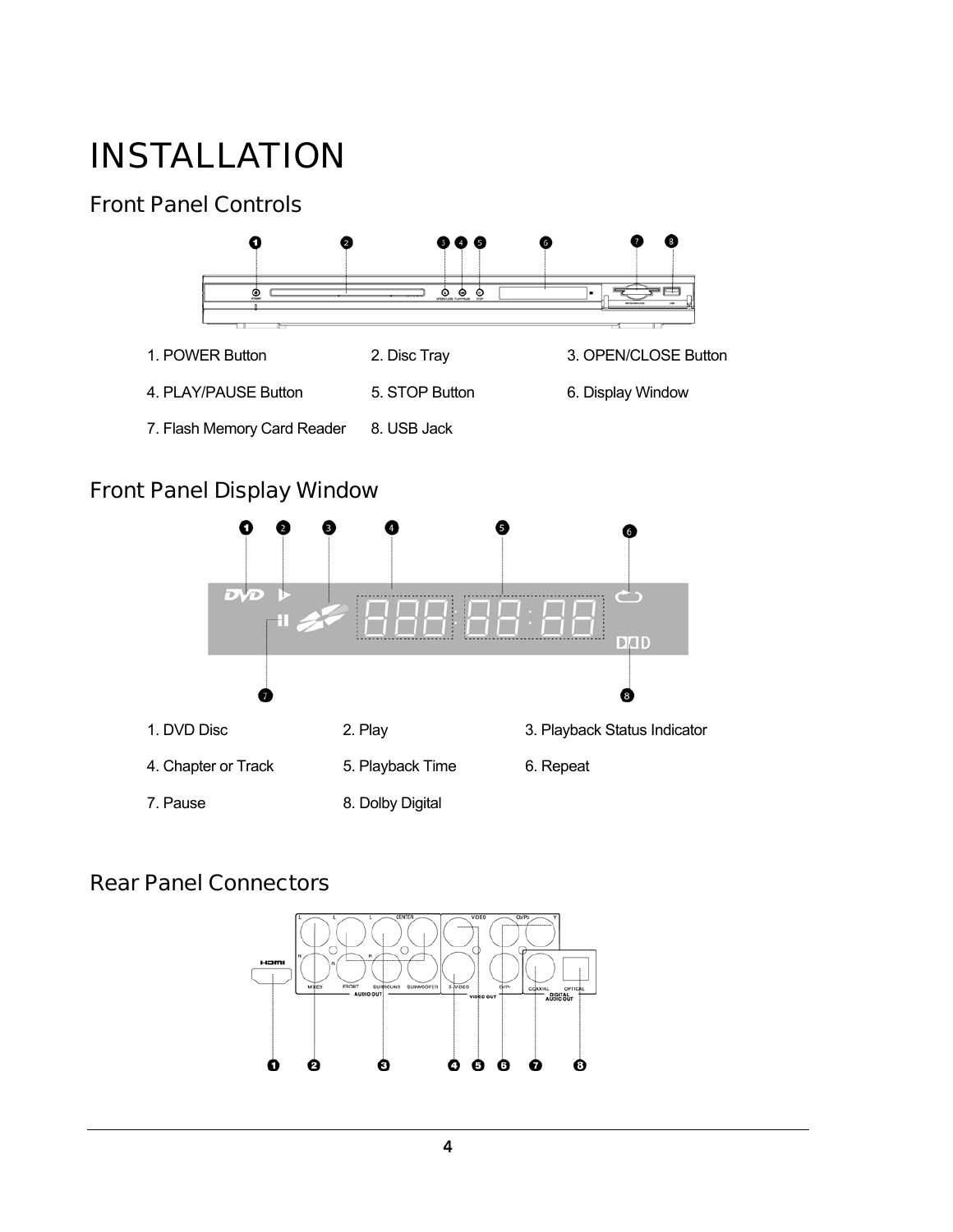# INSTALLATION

## Front Panel Controls

1. POWER Button
2. Disc Tray
3. OPEN/CLOSE Button
4. PLAY/PAUSE Button
5. STOP Button
6. Display Window
7. Flash Memory Card Reader
8. USB Jack

## Front Panel Display Window

1. DVD Disc
2. Play
3. Playback Status Indicator
4. Chapter or Track
5. Playback Time
6. Repeat
7. Pause
8. Dolby Digital

## Rear Panel Connectors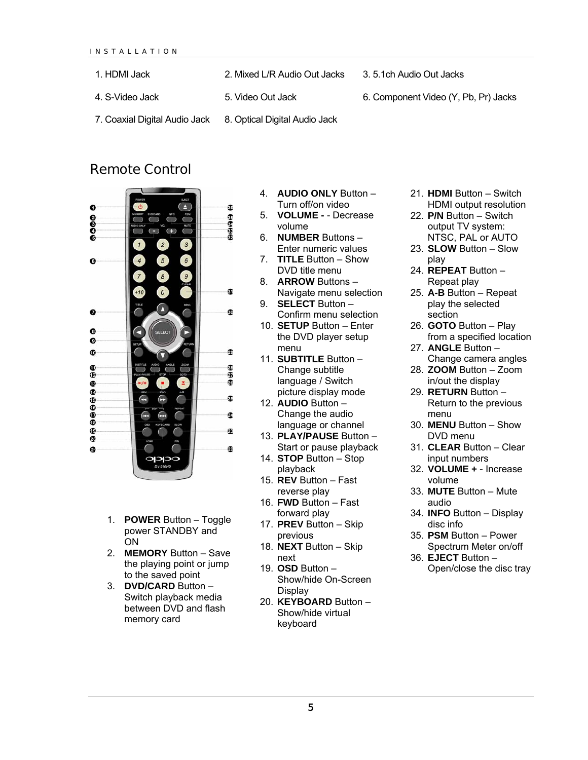1. HDMI Jack
2. Mixed L/R Audio Out Jacks
3. 5.1ch Audio Out Jacks
4. S-Video Jack
5. Video Out Jack
6. Component Video (Y, Pb, Pr) Jacks
7. Coaxial Digital Audio Jack
8. Optical Digital Audio Jack

## Remote Control

1. **POWER** Button – Toggle power STANDBY and ON
2. **MEMORY** Button – Save the playing point or jump to the saved point
3. **DVD/CARD** Button – Switch playback media between DVD and flash memory card
4. **AUDIO ONLY** Button – Turn off/on video
5. **VOLUME -** - Decrease volume
6. **NUMBER** Buttons – Enter numeric values
7. **TITLE** Button – Show DVD title menu
8. **ARROW** Buttons – Navigate menu selection
9. **SELECT** Button – Confirm menu selection
10. **SETUP** Button – Enter the DVD player setup menu
11. **SUBTITLE** Button – Change subtitle language / Switch picture display mode
12. **AUDIO** Button – Change the audio language or channel
13. **PLAY/PAUSE** Button – Start or pause playback
14. **STOP** Button – Stop playback
15. **REV** Button – Fast reverse play
16. **FWD** Button – Fast forward play
17. **PREV** Button – Skip previous
18. **NEXT** Button – Skip next
19. **OSD** Button – Show/hide On-Screen Display
20. **KEYBOARD** Button – Show/hide virtual keyboard
21. **HDMI** Button – Switch HDMI output resolution
22. **P/N** Button – Switch output TV system: NTSC, PAL or AUTO
23. **SLOW** Button – Slow play
24. **REPEAT** Button – Repeat play
25. **A-B** Button – Repeat play the selected section
26. **GOTO** Button – Play from a specified location
27. **ANGLE** Button – Change camera angles
28. **ZOOM** Button – Zoom in/out the display
29. **RETURN** Button – Return to the previous menu
30. **MENU** Button – Show DVD menu
31. **CLEAR** Button – Clear input numbers
32. **VOLUME +** - Increase volume
33. **MUTE** Button – Mute audio
34. **INFO** Button – Display disc info
35. **PSM** Button – Power Spectrum Meter on/off
36. **EJECT** Button – Open/close the disc tray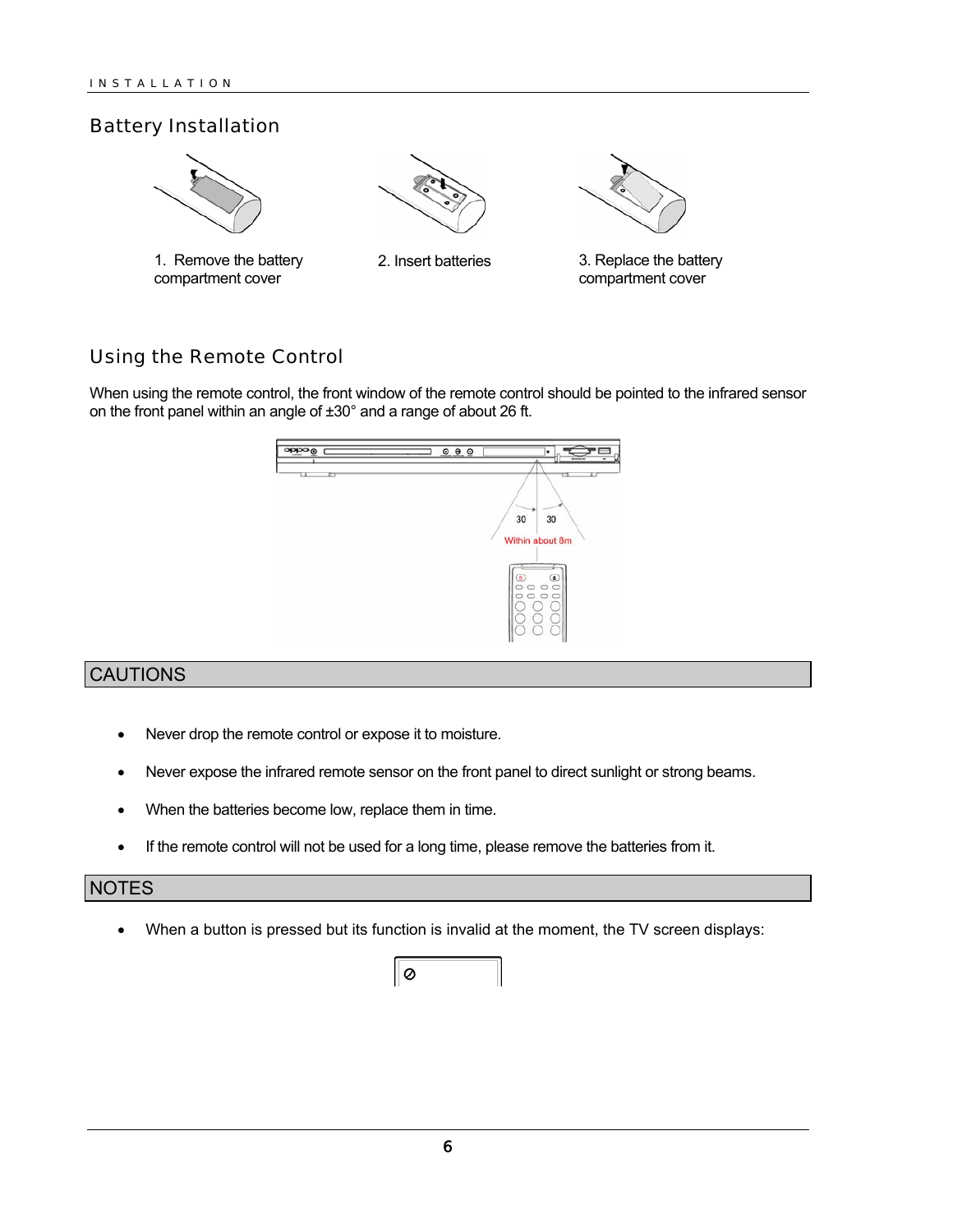## Battery Installation

1. Remove the battery compartment cover
2. Insert batteries
3. Replace the battery compartment cover

## Using the Remote Control

When using the remote control, the front window of the remote control should be pointed to the infrared sensor on the front panel within an angle of ±30° and a range of about 26 ft.

### CAUTIONS

- Never drop the remote control or expose it to moisture.
- Never expose the infrared remote sensor on the front panel to direct sunlight or strong beams.
- When the batteries become low, replace them in time.
- If the remote control will not be used for a long time, please remove the batteries from it.

### NOTES

- When a button is pressed but its function is invalid at the moment, the TV screen displays:

⊘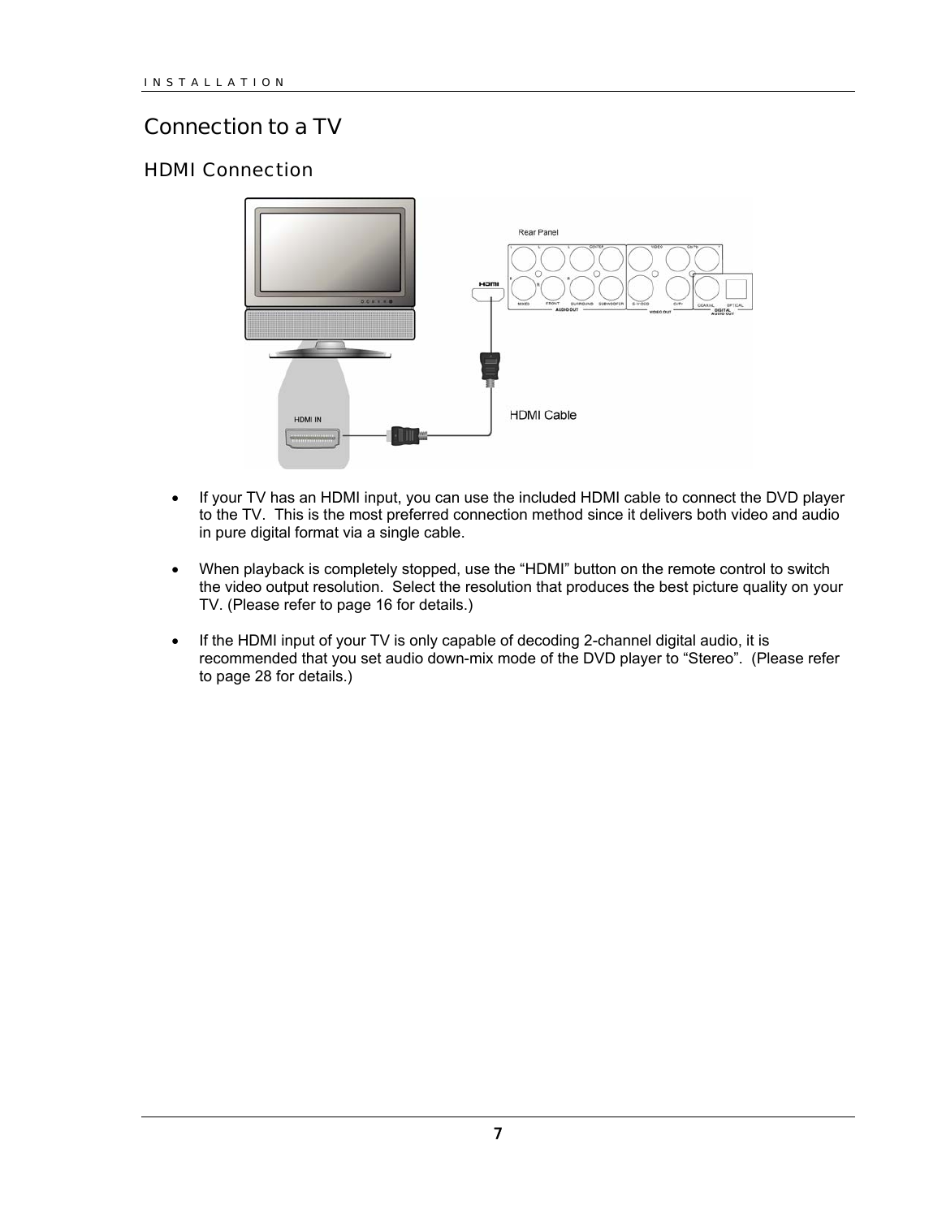# Connection to a TV

## HDMI Connection

- If your TV has an HDMI input, you can use the included HDMI cable to connect the DVD player to the TV. This is the most preferred connection method since it delivers both video and audio in pure digital format via a single cable.

- When playback is completely stopped, use the "HDMI" button on the remote control to switch the video output resolution. Select the resolution that produces the best picture quality on your TV. (Please refer to page 16 for details.)

- If the HDMI input of your TV is only capable of decoding 2-channel digital audio, it is recommended that you set audio down-mix mode of the DVD player to "Stereo". (Please refer to page 28 for details.)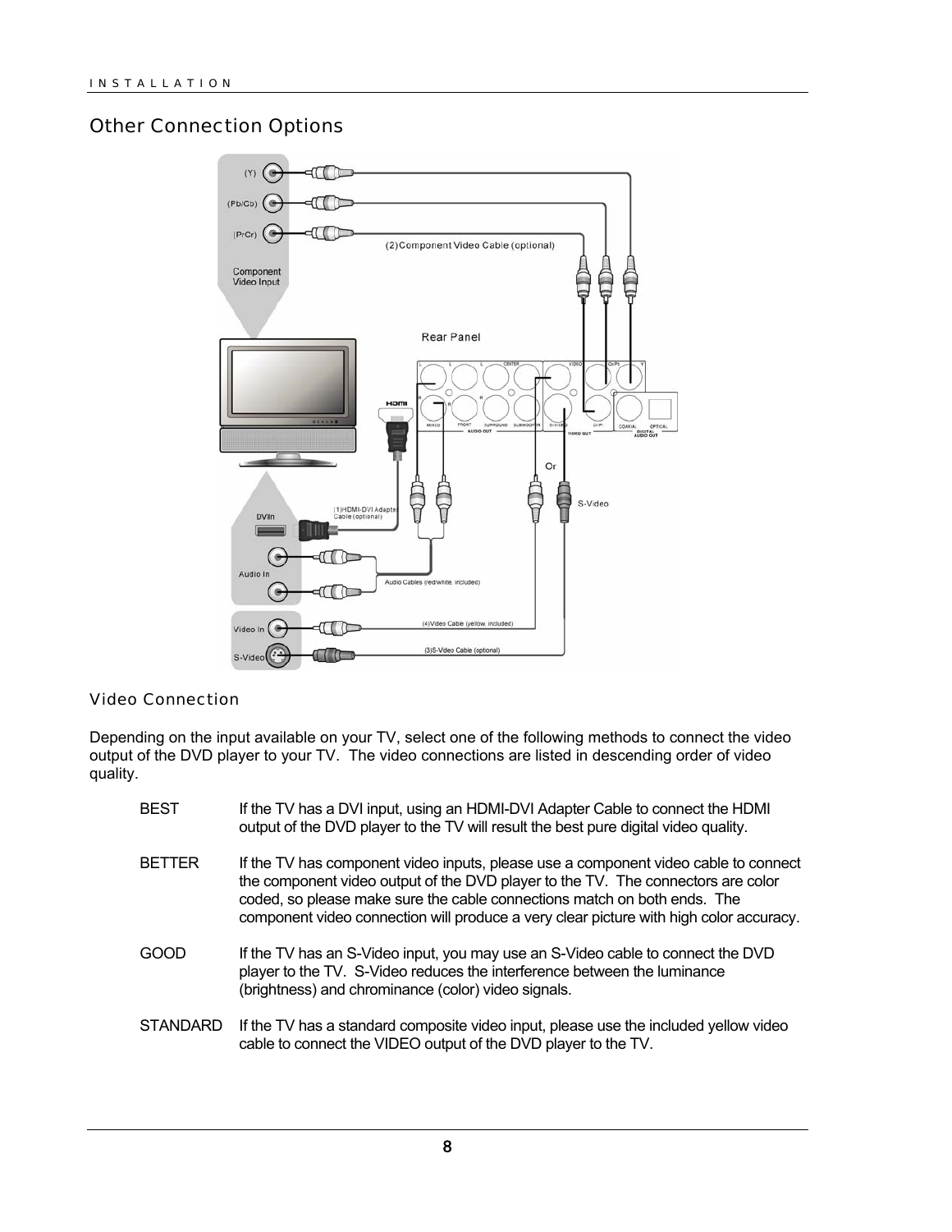## Other Connection Options

### Video Connection

Depending on the input available on your TV, select one of the following methods to connect the video output of the DVD player to your TV. The video connections are listed in descending order of video quality.

BEST — If the TV has a DVI input, using an HDMI-DVI Adapter Cable to connect the HDMI output of the DVD player to the TV will result the best pure digital video quality.

BETTER — If the TV has component video inputs, please use a component video cable to connect the component video output of the DVD player to the TV. The connectors are color coded, so please make sure the cable connections match on both ends. The component video connection will produce a very clear picture with high color accuracy.

GOOD — If the TV has an S-Video input, you may use an S-Video cable to connect the DVD player to the TV. S-Video reduces the interference between the luminance (brightness) and chrominance (color) video signals.

STANDARD — If the TV has a standard composite video input, please use the included yellow video cable to connect the VIDEO output of the DVD player to the TV.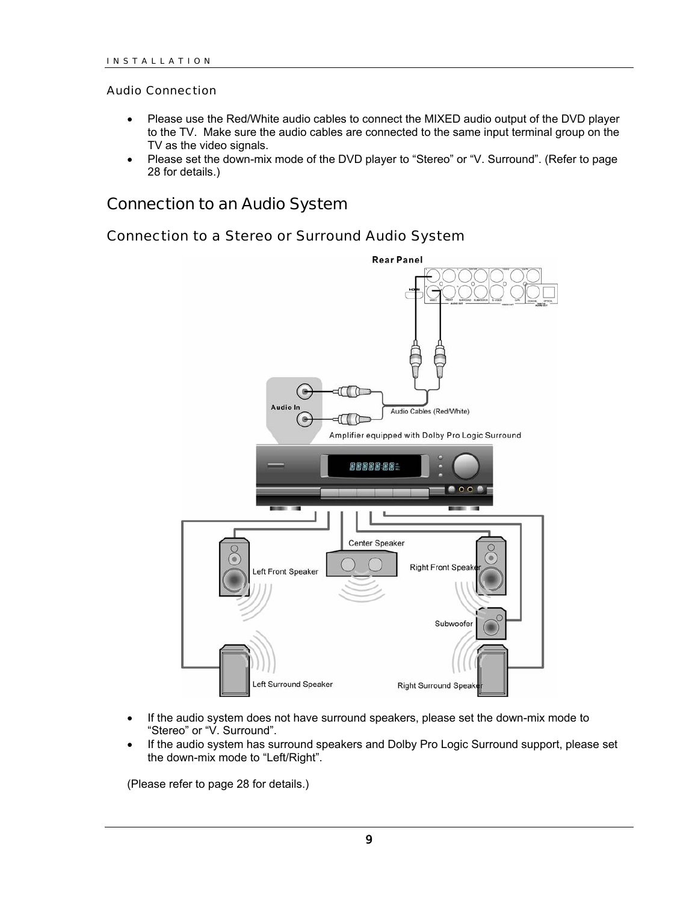### Audio Connection

- Please use the Red/White audio cables to connect the MIXED audio output of the DVD player to the TV. Make sure the audio cables are connected to the same input terminal group on the TV as the video signals.
- Please set the down-mix mode of the DVD player to “Stereo” or “V. Surround”. (Refer to page 28 for details.)

## Connection to an Audio System

### Connection to a Stereo or Surround Audio System

- If the audio system does not have surround speakers, please set the down-mix mode to “Stereo” or “V. Surround”.
- If the audio system has surround speakers and Dolby Pro Logic Surround support, please set the down-mix mode to “Left/Right”.

(Please refer to page 28 for details.)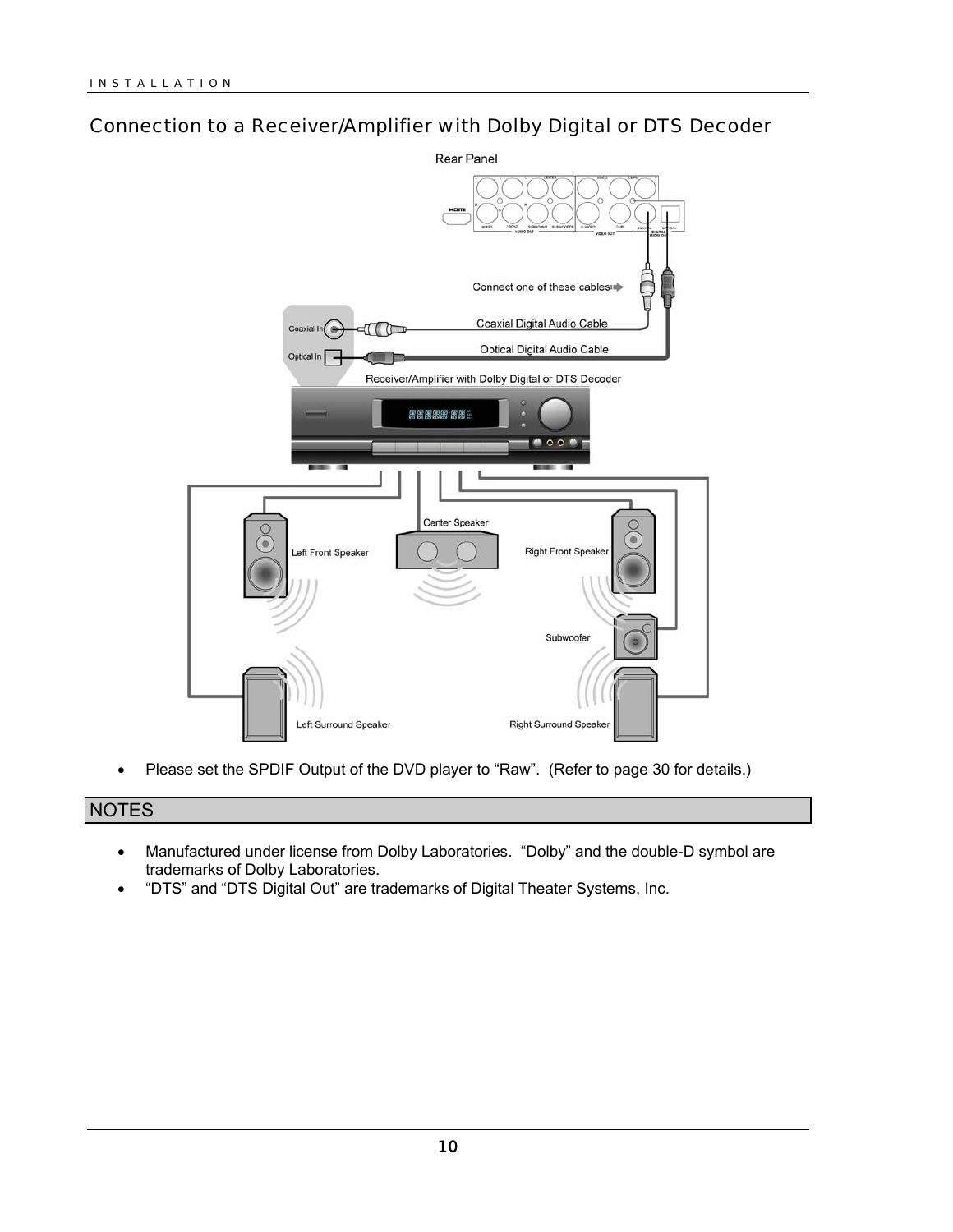## Connection to a Receiver/Amplifier with Dolby Digital or DTS Decoder

- Please set the SPDIF Output of the DVD player to "Raw". (Refer to page 30 for details.)

| NOTES |
| --- |

- Manufactured under license from Dolby Laboratories. "Dolby" and the double-D symbol are trademarks of Dolby Laboratories.
- "DTS" and "DTS Digital Out" are trademarks of Digital Theater Systems, Inc.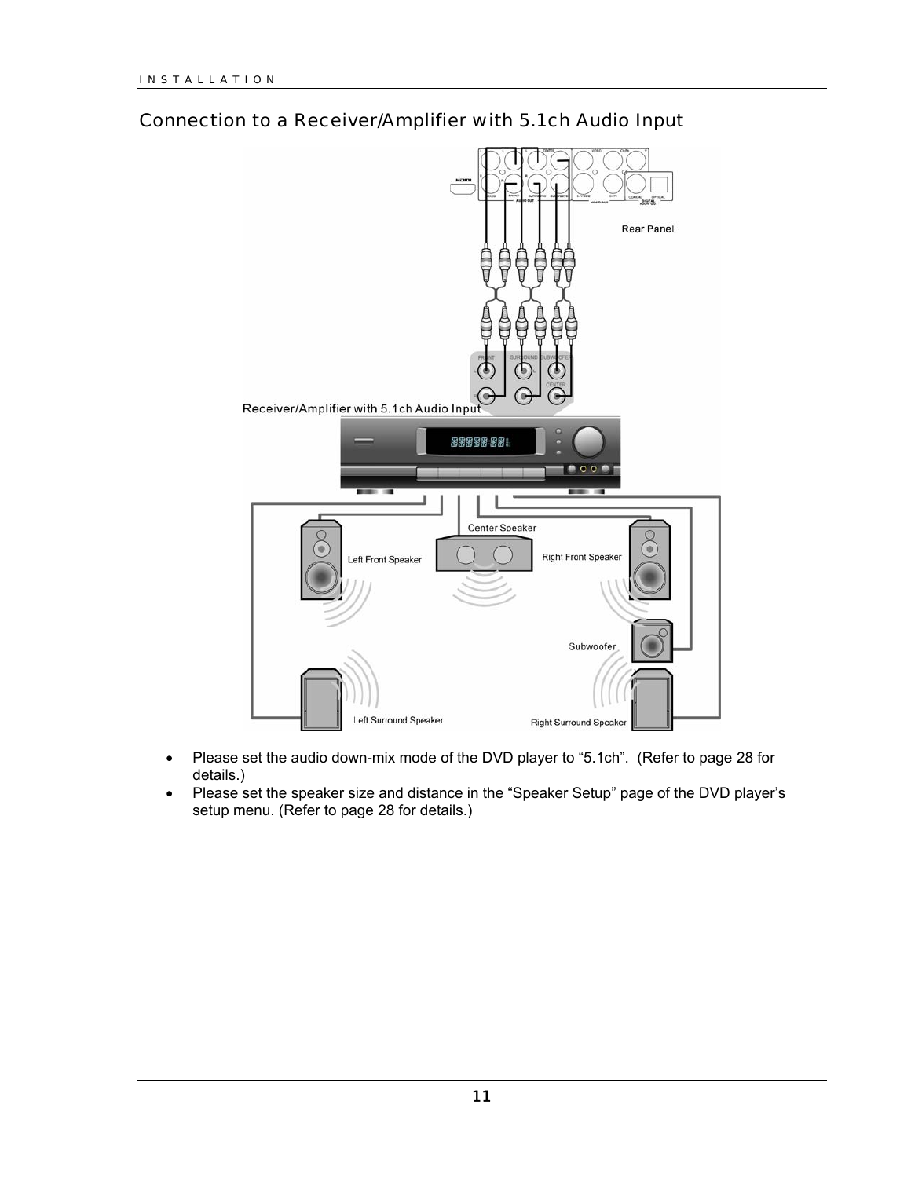## Connection to a Receiver/Amplifier with 5.1ch Audio Input

- Please set the audio down-mix mode of the DVD player to "5.1ch". (Refer to page 28 for details.)
- Please set the speaker size and distance in the "Speaker Setup" page of the DVD player's setup menu. (Refer to page 28 for details.)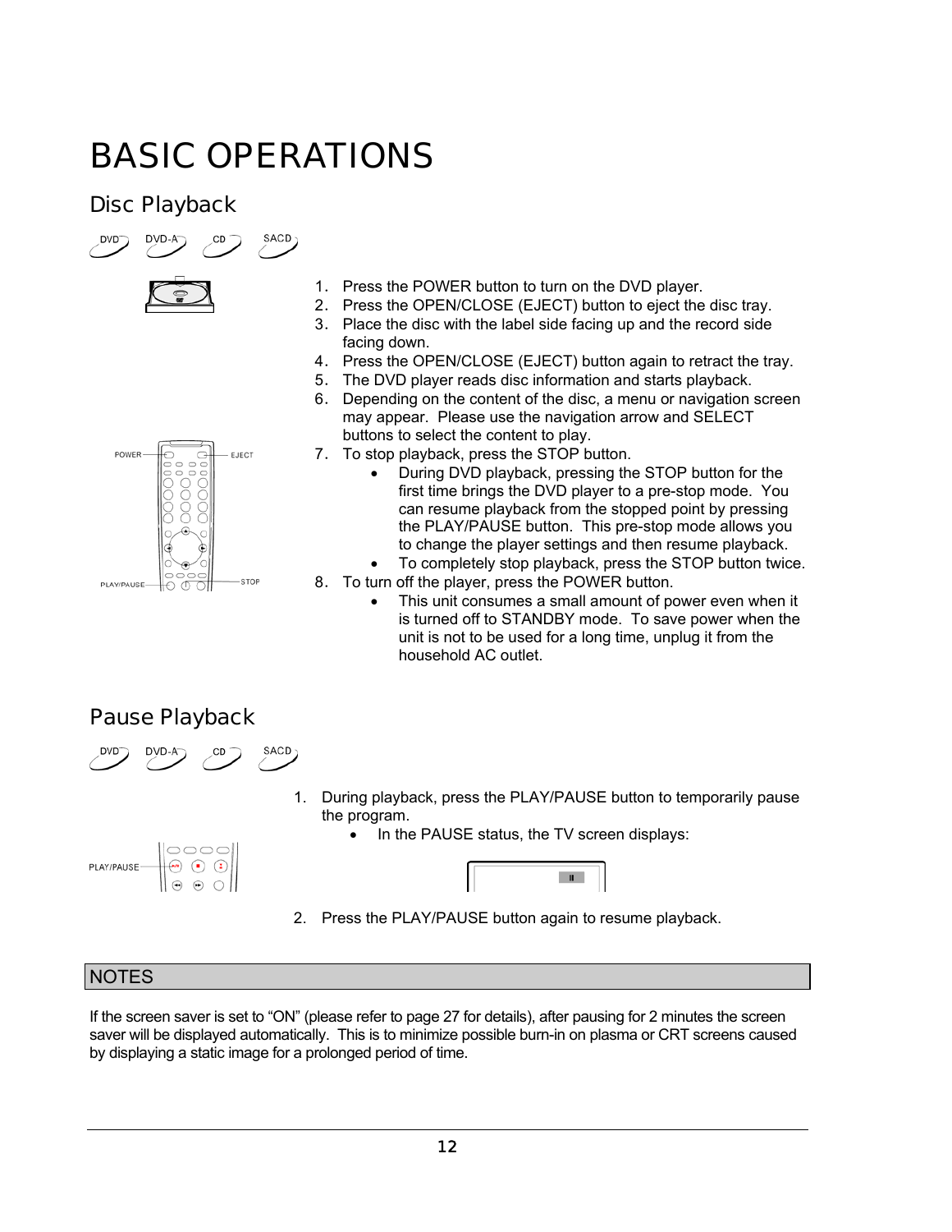# BASIC OPERATIONS

## Disc Playback

DVD DVD-A CD SACD

1. Press the POWER button to turn on the DVD player.
2. Press the OPEN/CLOSE (EJECT) button to eject the disc tray.
3. Place the disc with the label side facing up and the record side facing down.
4. Press the OPEN/CLOSE (EJECT) button again to retract the tray.
5. The DVD player reads disc information and starts playback.
6. Depending on the content of the disc, a menu or navigation screen may appear. Please use the navigation arrow and SELECT buttons to select the content to play.
7. To stop playback, press the STOP button.
   - During DVD playback, pressing the STOP button for the first time brings the DVD player to a pre-stop mode. You can resume playback from the stopped point by pressing the PLAY/PAUSE button. This pre-stop mode allows you to change the player settings and then resume playback.
   - To completely stop playback, press the STOP button twice.
8. To turn off the player, press the POWER button.
   - This unit consumes a small amount of power even when it is turned off to STANDBY mode. To save power when the unit is not to be used for a long time, unplug it from the household AC outlet.

## Pause Playback

DVD DVD-A CD SACD

1. During playback, press the PLAY/PAUSE button to temporarily pause the program.
   - In the PAUSE status, the TV screen displays:
2. Press the PLAY/PAUSE button again to resume playback.

| NOTES |
|---|

If the screen saver is set to "ON" (please refer to page 27 for details), after pausing for 2 minutes the screen saver will be displayed automatically. This is to minimize possible burn-in on plasma or CRT screens caused by displaying a static image for a prolonged period of time.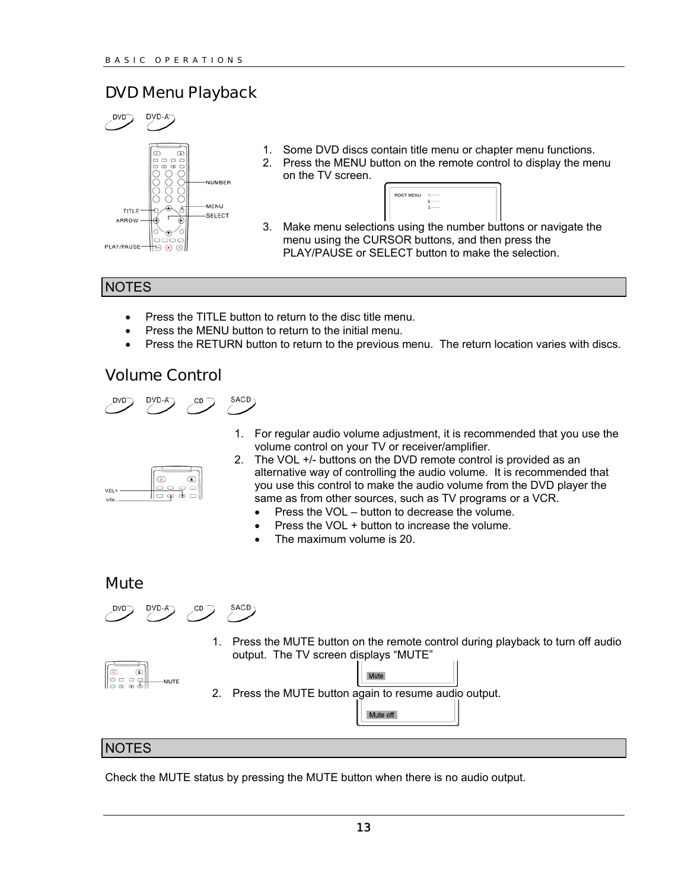## DVD Menu Playback

DVD DVD-A

1. Some DVD discs contain title menu or chapter menu functions.
2. Press the MENU button on the remote control to display the menu on the TV screen.
3. Make menu selections using the number buttons or navigate the menu using the CURSOR buttons, and then press the PLAY/PAUSE or SELECT button to make the selection.

### NOTES

- Press the TITLE button to return to the disc title menu.
- Press the MENU button to return to the initial menu.
- Press the RETURN button to return to the previous menu. The return location varies with discs.

## Volume Control

DVD DVD-A CD SACD

1. For regular audio volume adjustment, it is recommended that you use the volume control on your TV or receiver/amplifier.
2. The VOL +/- buttons on the DVD remote control is provided as an alternative way of controlling the audio volume. It is recommended that you use this control to make the audio volume from the DVD player the same as from other sources, such as TV programs or a VCR.
   - Press the VOL – button to decrease the volume.
   - Press the VOL + button to increase the volume.
   - The maximum volume is 20.

## Mute

DVD DVD-A CD SACD

1. Press the MUTE button on the remote control during playback to turn off audio output. The TV screen displays "MUTE"
2. Press the MUTE button again to resume audio output.

### NOTES

Check the MUTE status by pressing the MUTE button when there is no audio output.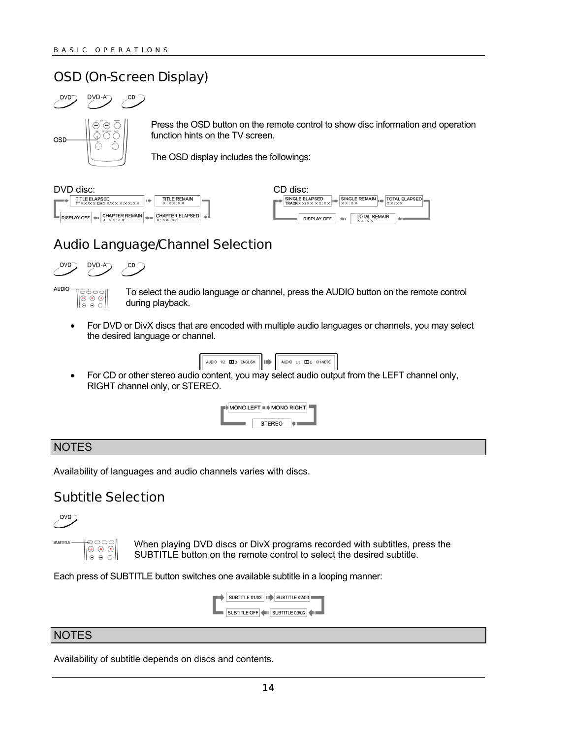## OSD (On-Screen Display)

DVD DVD-A CD

OSD

Press the OSD button on the remote control to show disc information and operation function hints on the TV screen.

The OSD display includes the followings:

DVD disc:

TITLE ELAPSED TTXX/XX CHXX/XX X:XX:XX → TITLE REMAIN X:XX:XX → CHAPTER ELAPSED X:XX:XX → CHAPTER REMAIN X:XX:XX → DISPLAY OFF

CD disc:

SINGLE ELAPSED TRACKXX/XX XX:XX → SINGLE REMAIN XX:XX → TOTAL ELAPSED XX:XX → TOTAL REMAIN XX:XX → DISPLAY OFF

## Audio Language/Channel Selection

DVD DVD-A CD

AUDIO

To select the audio language or channel, press the AUDIO button on the remote control during playback.

- For DVD or DivX discs that are encoded with multiple audio languages or channels, you may select the desired language or channel.

AUDIO 1/2 ENGLISH → AUDIO 2/2 CHINESE

- For CD or other stereo audio content, you may select audio output from the LEFT channel only, RIGHT channel only, or STEREO.

MONO LEFT → MONO RIGHT → STEREO

### NOTES

Availability of languages and audio channels varies with discs.

## Subtitle Selection

DVD

SUBTITLE

When playing DVD discs or DivX programs recorded with subtitles, press the SUBTITLE button on the remote control to select the desired subtitle.

Each press of SUBTITLE button switches one available subtitle in a looping manner:

SUBTITLE 01/03 → SUBTITLE 02/03 → SUBTITLE 03/03 → SUBTITLE OFF

### NOTES

Availability of subtitle depends on discs and contents.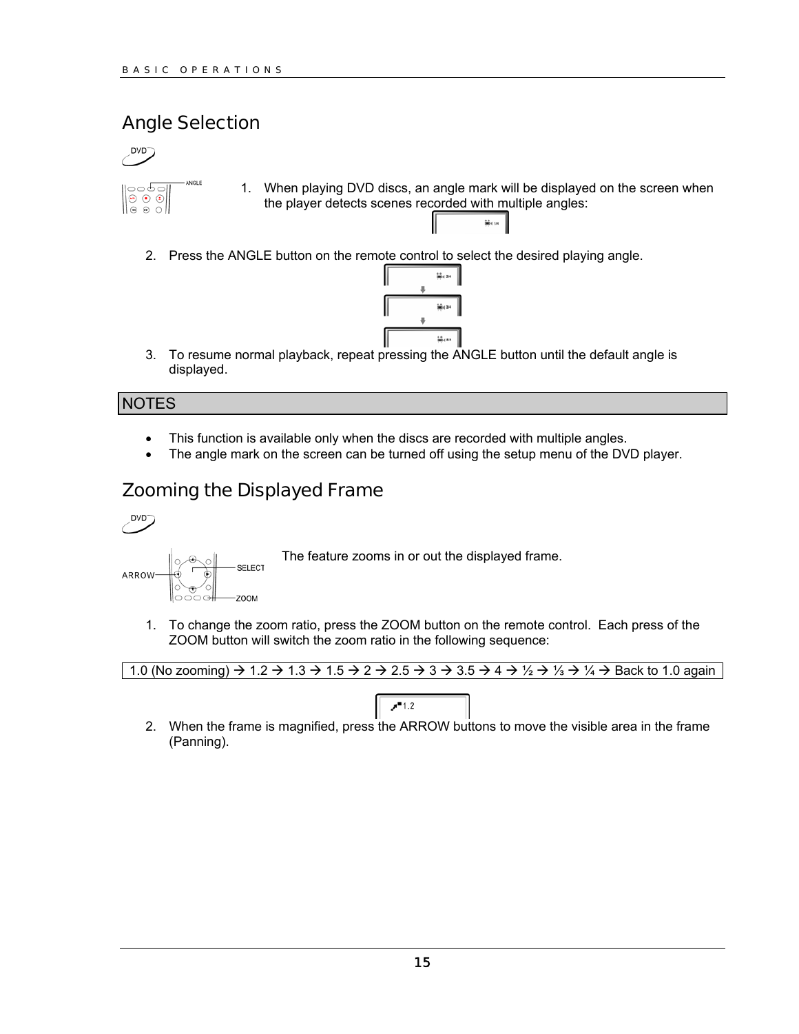## Angle Selection

1. When playing DVD discs, an angle mark will be displayed on the screen when the player detects scenes recorded with multiple angles:

2. Press the ANGLE button on the remote control to select the desired playing angle.

3. To resume normal playback, repeat pressing the ANGLE button until the default angle is displayed.

| NOTES |
|---|

- This function is available only when the discs are recorded with multiple angles.
- The angle mark on the screen can be turned off using the setup menu of the DVD player.

## Zooming the Displayed Frame

The feature zooms in or out the displayed frame.

1. To change the zoom ratio, press the ZOOM button on the remote control. Each press of the ZOOM button will switch the zoom ratio in the following sequence:

| 1.0 (No zooming) → 1.2 → 1.3 → 1.5 → 2 → 2.5 → 3 → 3.5 → 4 → ½ → ⅓ → ¼ → Back to 1.0 again |
|---|

2. When the frame is magnified, press the ARROW buttons to move the visible area in the frame (Panning).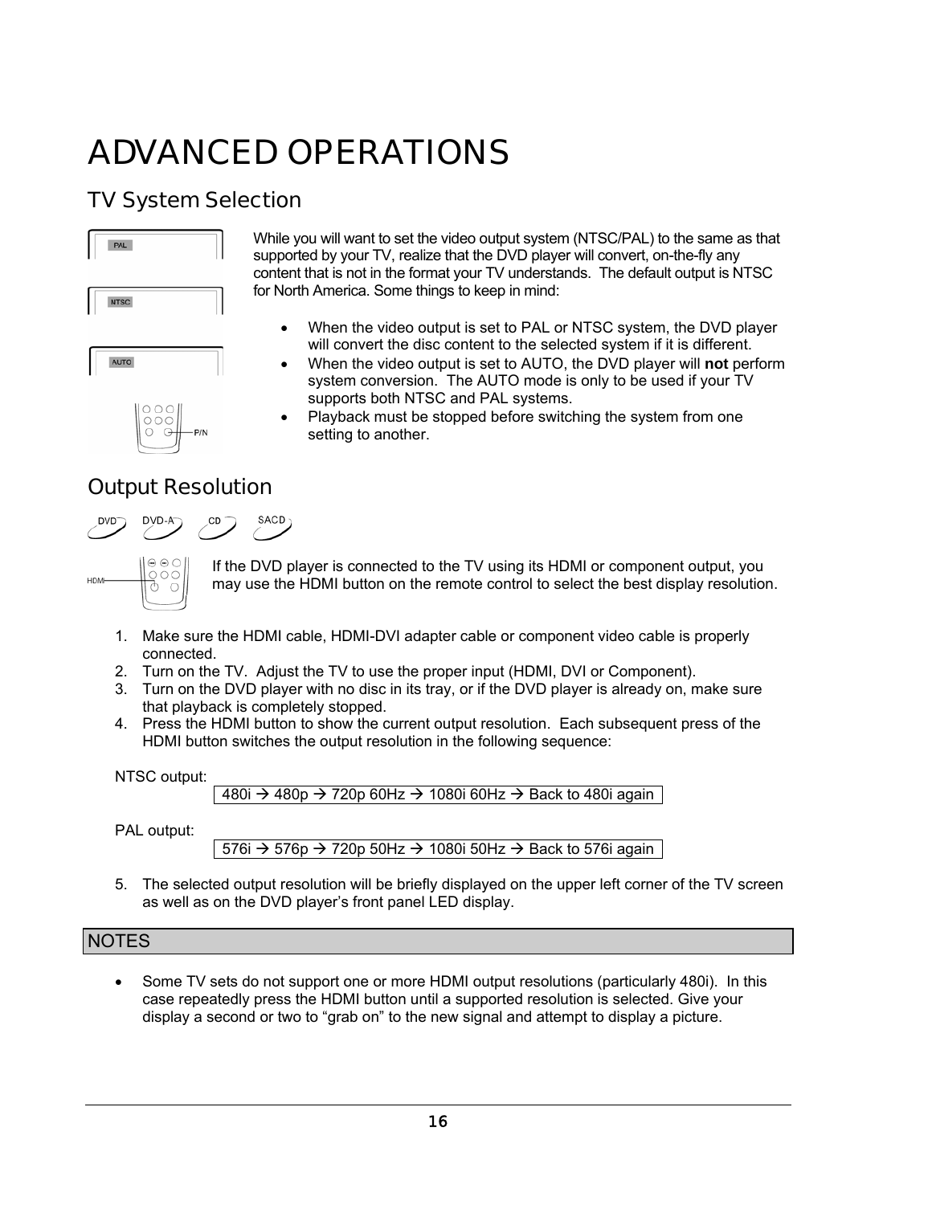# ADVANCED OPERATIONS

## TV System Selection

While you will want to set the video output system (NTSC/PAL) to the same as that supported by your TV, realize that the DVD player will convert, on-the-fly any content that is not in the format your TV understands. The default output is NTSC for North America. Some things to keep in mind:

- When the video output is set to PAL or NTSC system, the DVD player will convert the disc content to the selected system if it is different.
- When the video output is set to AUTO, the DVD player will **not** perform system conversion. The AUTO mode is only to be used if your TV supports both NTSC and PAL systems.
- Playback must be stopped before switching the system from one setting to another.

## Output Resolution

DVD DVD-A CD SACD

If the DVD player is connected to the TV using its HDMI or component output, you may use the HDMI button on the remote control to select the best display resolution.

1. Make sure the HDMI cable, HDMI-DVI adapter cable or component video cable is properly connected.
2. Turn on the TV. Adjust the TV to use the proper input (HDMI, DVI or Component).
3. Turn on the DVD player with no disc in its tray, or if the DVD player is already on, make sure that playback is completely stopped.
4. Press the HDMI button to show the current output resolution. Each subsequent press of the HDMI button switches the output resolution in the following sequence:

   NTSC output:

   480i → 480p → 720p 60Hz → 1080i 60Hz → Back to 480i again

   PAL output:

   576i → 576p → 720p 50Hz → 1080i 50Hz → Back to 576i again

5. The selected output resolution will be briefly displayed on the upper left corner of the TV screen as well as on the DVD player's front panel LED display.

### NOTES

- Some TV sets do not support one or more HDMI output resolutions (particularly 480i). In this case repeatedly press the HDMI button until a supported resolution is selected. Give your display a second or two to "grab on" to the new signal and attempt to display a picture.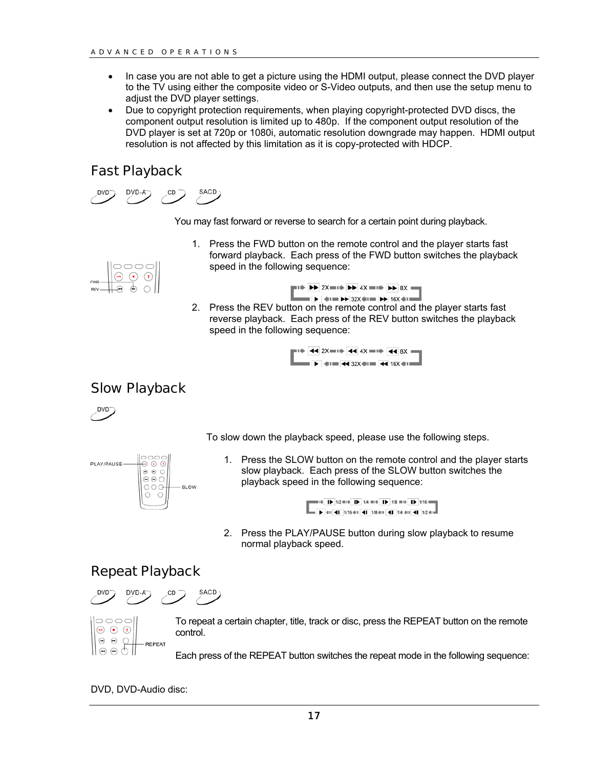- In case you are not able to get a picture using the HDMI output, please connect the DVD player to the TV using either the composite video or S-Video outputs, and then use the setup menu to adjust the DVD player settings.
- Due to copyright protection requirements, when playing copyright-protected DVD discs, the component output resolution is limited up to 480p. If the component output resolution of the DVD player is set at 720p or 1080i, automatic resolution downgrade may happen. HDMI output resolution is not affected by this limitation as it is copy-protected with HDCP.

## Fast Playback

DVD DVD-A CD SACD

You may fast forward or reverse to search for a certain point during playback.

1. Press the FWD button on the remote control and the player starts fast forward playback. Each press of the FWD button switches the playback speed in the following sequence:

   ▶▶ 2X → ▶▶ 4X → ▶▶ 8X → ▶▶ 16X → ▶▶ 32X → ▶

2. Press the REV button on the remote control and the player starts fast reverse playback. Each press of the REV button switches the playback speed in the following sequence:

   ◀◀ 2X → ◀◀ 4X → ◀◀ 8X → ◀◀ 16X → ◀◀ 32X → ▶

## Slow Playback

DVD

To slow down the playback speed, please use the following steps.

1. Press the SLOW button on the remote control and the player starts slow playback. Each press of the SLOW button switches the playback speed in the following sequence:

   I▶ 1/2 → I▶ 1/4 → I▶ 1/8 → I▶ 1/16 → ◀I 1/2 → ◀I 1/4 → ◀I 1/8 → ◀I 1/16 → ▶

2. Press the PLAY/PAUSE button during slow playback to resume normal playback speed.

## Repeat Playback

DVD DVD-A CD SACD

To repeat a certain chapter, title, track or disc, press the REPEAT button on the remote control.

Each press of the REPEAT button switches the repeat mode in the following sequence:

DVD, DVD-Audio disc: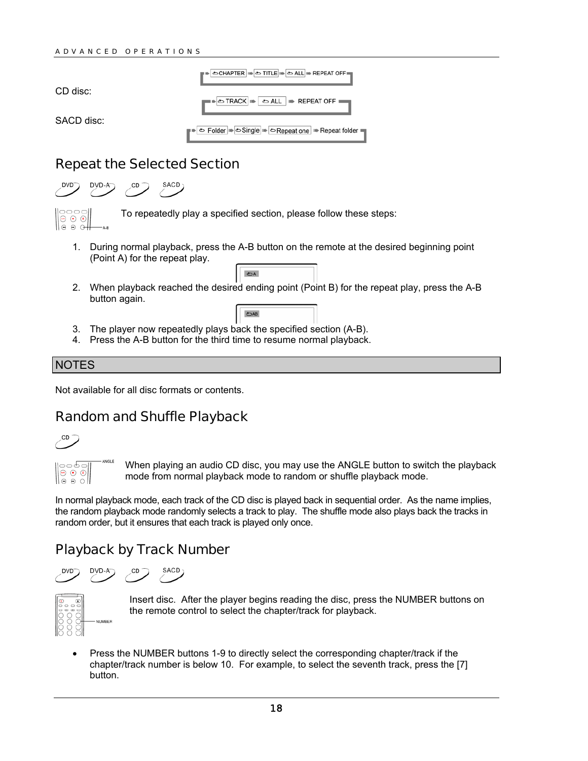CHAPTER → TITLE → ALL → REPEAT OFF

CD disc:

TRACK → ALL → REPEAT OFF

SACD disc:

Folder → Single → Repeat one → Repeat folder

## Repeat the Selected Section

DVD DVD-A CD SACD

To repeatedly play a specified section, please follow these steps:

1. During normal playback, press the A-B button on the remote at the desired beginning point (Point A) for the repeat play.
2. When playback reached the desired ending point (Point B) for the repeat play, press the A-B button again.
3. The player now repeatedly plays back the specified section (A-B).
4. Press the A-B button for the third time to resume normal playback.

**NOTES**

Not available for all disc formats or contents.

## Random and Shuffle Playback

CD

When playing an audio CD disc, you may use the ANGLE button to switch the playback mode from normal playback mode to random or shuffle playback mode.

In normal playback mode, each track of the CD disc is played back in sequential order. As the name implies, the random playback mode randomly selects a track to play. The shuffle mode also plays back the tracks in random order, but it ensures that each track is played only once.

## Playback by Track Number

DVD DVD-A CD SACD

Insert disc. After the player begins reading the disc, press the NUMBER buttons on the remote control to select the chapter/track for playback.

- Press the NUMBER buttons 1-9 to directly select the corresponding chapter/track if the chapter/track number is below 10. For example, to select the seventh track, press the [7] button.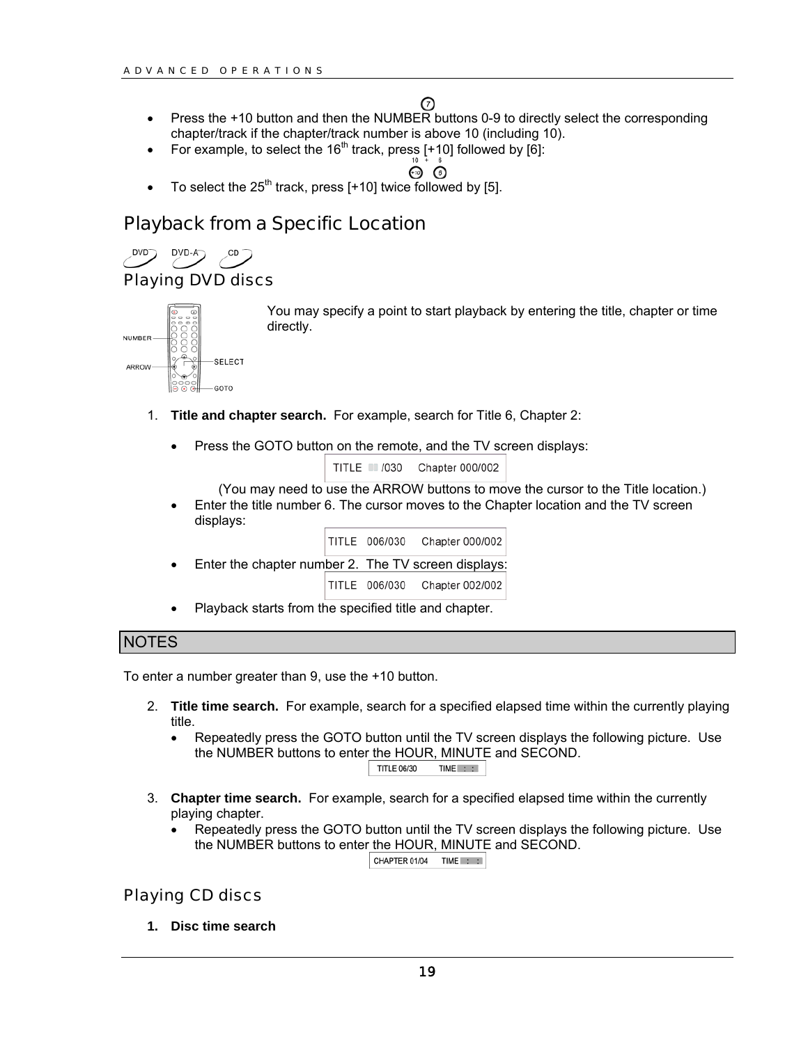- Press the +10 button and then the NUMBER buttons 0-9 to directly select the corresponding chapter/track if the chapter/track number is above 10 (including 10).
- For example, to select the 16th track, press [+10] followed by [6]:
- To select the 25th track, press [+10] twice followed by [5].

## Playback from a Specific Location

### Playing DVD discs

You may specify a point to start playback by entering the title, chapter or time directly.

1. **Title and chapter search.** For example, search for Title 6, Chapter 2:

   - Press the GOTO button on the remote, and the TV screen displays:

     TITLE /030 Chapter 000/002

     (You may need to use the ARROW buttons to move the cursor to the Title location.)
   - Enter the title number 6. The cursor moves to the Chapter location and the TV screen displays:

     TITLE 006/030 Chapter 000/002
   - Enter the chapter number 2. The TV screen displays:

     TITLE 006/030 Chapter 002/002
   - Playback starts from the specified title and chapter.

### NOTES

To enter a number greater than 9, use the +10 button.

2. **Title time search.** For example, search for a specified elapsed time within the currently playing title.
   - Repeatedly press the GOTO button until the TV screen displays the following picture. Use the NUMBER buttons to enter the HOUR, MINUTE and SECOND.

     TITLE 06/30 TIME : :

3. **Chapter time search.** For example, search for a specified elapsed time within the currently playing chapter.
   - Repeatedly press the GOTO button until the TV screen displays the following picture. Use the NUMBER buttons to enter the HOUR, MINUTE and SECOND.

     CHAPTER 01/04 TIME : :

### Playing CD discs

1. **Disc time search**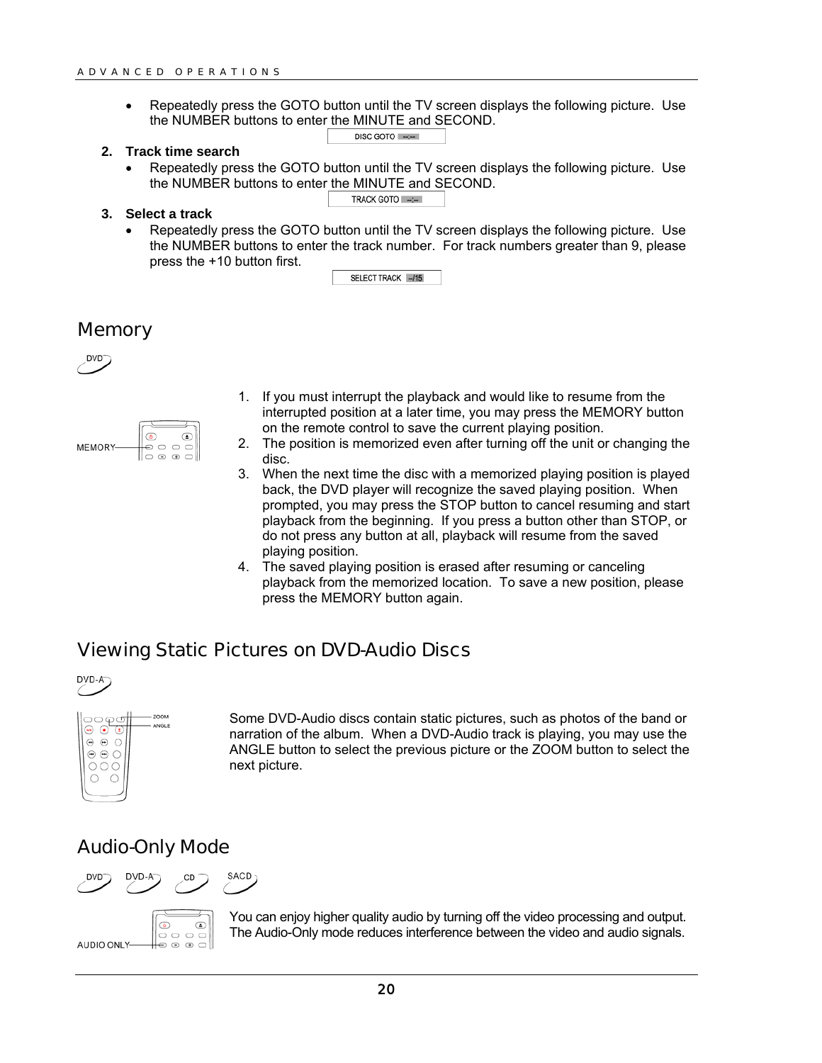- Repeatedly press the GOTO button until the TV screen displays the following picture. Use the NUMBER buttons to enter the MINUTE and SECOND.

DISC GOTO --:--

2. **Track time search**
   - Repeatedly press the GOTO button until the TV screen displays the following picture. Use the NUMBER buttons to enter the MINUTE and SECOND.

TRACK GOTO --:--

3. **Select a track**
   - Repeatedly press the GOTO button until the TV screen displays the following picture. Use the NUMBER buttons to enter the track number. For track numbers greater than 9, please press the +10 button first.

SELECT TRACK --/15

## Memory

DVD

MEMORY

1. If you must interrupt the playback and would like to resume from the interrupted position at a later time, you may press the MEMORY button on the remote control to save the current playing position.
2. The position is memorized even after turning off the unit or changing the disc.
3. When the next time the disc with a memorized playing position is played back, the DVD player will recognize the saved playing position. When prompted, you may press the STOP button to cancel resuming and start playback from the beginning. If you press a button other than STOP, or do not press any button at all, playback will resume from the saved playing position.
4. The saved playing position is erased after resuming or canceling playback from the memorized location. To save a new position, please press the MEMORY button again.

## Viewing Static Pictures on DVD-Audio Discs

DVD-A

ZOOM
ANGLE

Some DVD-Audio discs contain static pictures, such as photos of the band or narration of the album. When a DVD-Audio track is playing, you may use the ANGLE button to select the previous picture or the ZOOM button to select the next picture.

## Audio-Only Mode

DVD DVD-A CD SACD

AUDIO ONLY

You can enjoy higher quality audio by turning off the video processing and output. The Audio-Only mode reduces interference between the video and audio signals.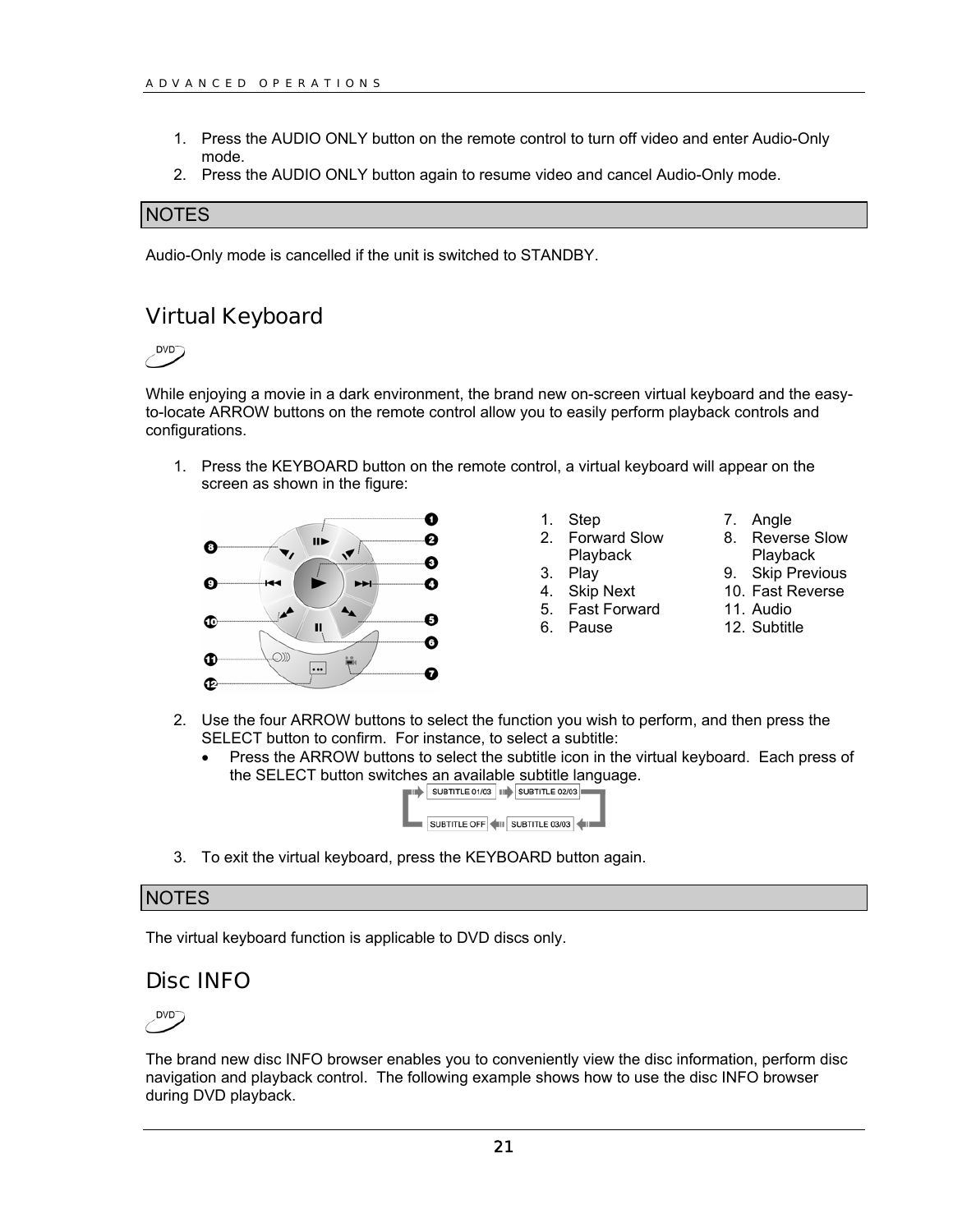1. Press the AUDIO ONLY button on the remote control to turn off video and enter Audio-Only mode.
2. Press the AUDIO ONLY button again to resume video and cancel Audio-Only mode.

| NOTES |
|---|

Audio-Only mode is cancelled if the unit is switched to STANDBY.

## Virtual Keyboard

DVD

While enjoying a movie in a dark environment, the brand new on-screen virtual keyboard and the easy-to-locate ARROW buttons on the remote control allow you to easily perform playback controls and configurations.

1. Press the KEYBOARD button on the remote control, a virtual keyboard will appear on the screen as shown in the figure:

   1. Step
   2. Forward Slow Playback
   3. Play
   4. Skip Next
   5. Fast Forward
   6. Pause
   7. Angle
   8. Reverse Slow Playback
   9. Skip Previous
   10. Fast Reverse
   11. Audio
   12. Subtitle

2. Use the four ARROW buttons to select the function you wish to perform, and then press the SELECT button to confirm. For instance, to select a subtitle:
   - Press the ARROW buttons to select the subtitle icon in the virtual keyboard. Each press of the SELECT button switches an available subtitle language.

   SUBTITLE 01/03 → SUBTITLE 02/03 → SUBTITLE 03/03 → SUBTITLE OFF

3. To exit the virtual keyboard, press the KEYBOARD button again.

| NOTES |
|---|

The virtual keyboard function is applicable to DVD discs only.

## Disc INFO

DVD

The brand new disc INFO browser enables you to conveniently view the disc information, perform disc navigation and playback control. The following example shows how to use the disc INFO browser during DVD playback.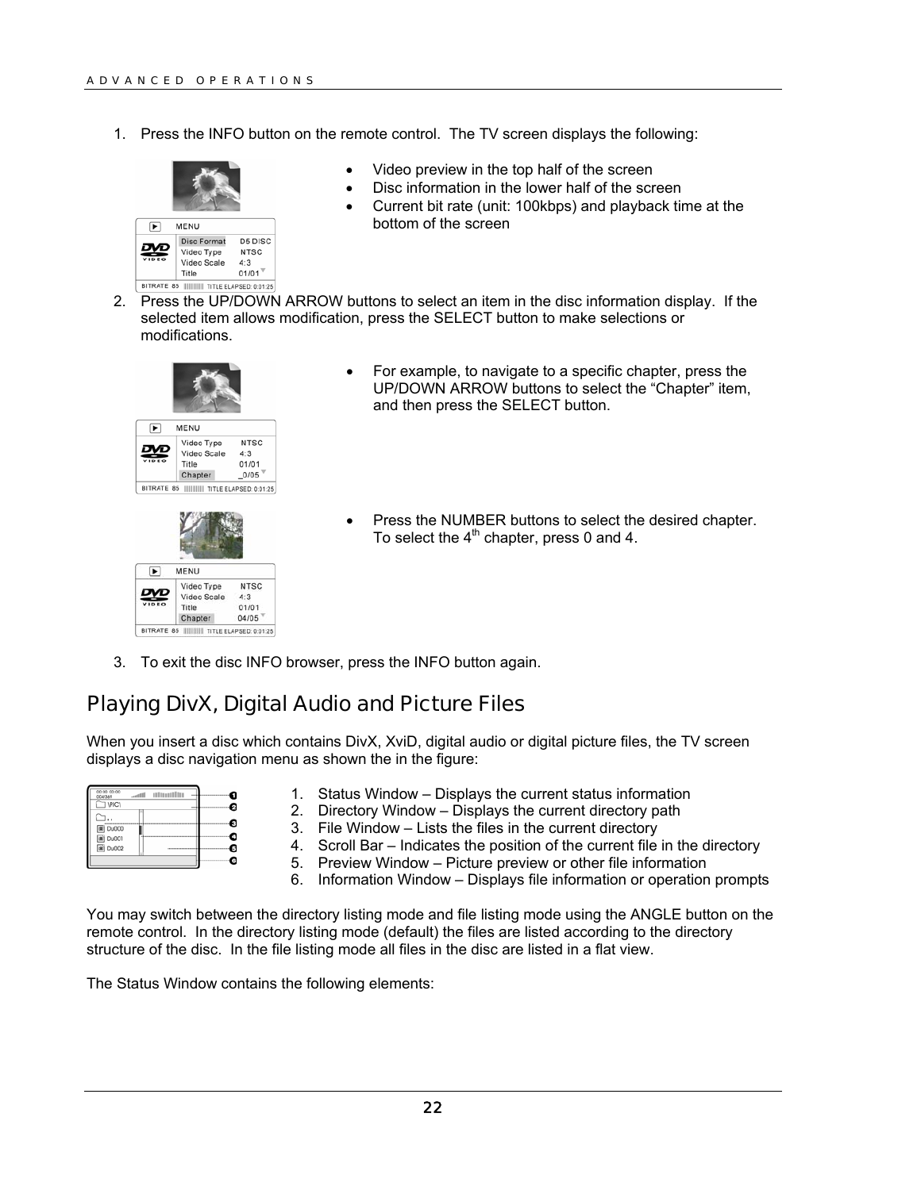1. Press the INFO button on the remote control. The TV screen displays the following:

   - Video preview in the top half of the screen
   - Disc information in the lower half of the screen
   - Current bit rate (unit: 100kbps) and playback time at the bottom of the screen

2. Press the UP/DOWN ARROW buttons to select an item in the disc information display. If the selected item allows modification, press the SELECT button to make selections or modifications.

   - For example, to navigate to a specific chapter, press the UP/DOWN ARROW buttons to select the "Chapter" item, and then press the SELECT button.

   - Press the NUMBER buttons to select the desired chapter. To select the 4th chapter, press 0 and 4.

3. To exit the disc INFO browser, press the INFO button again.

## Playing DivX, Digital Audio and Picture Files

When you insert a disc which contains DivX, XviD, digital audio or digital picture files, the TV screen displays a disc navigation menu as shown the in the figure:

1. Status Window – Displays the current status information
2. Directory Window – Displays the current directory path
3. File Window – Lists the files in the current directory
4. Scroll Bar – Indicates the position of the current file in the directory
5. Preview Window – Picture preview or other file information
6. Information Window – Displays file information or operation prompts

You may switch between the directory listing mode and file listing mode using the ANGLE button on the remote control. In the directory listing mode (default) the files are listed according to the directory structure of the disc. In the file listing mode all files in the disc are listed in a flat view.

The Status Window contains the following elements: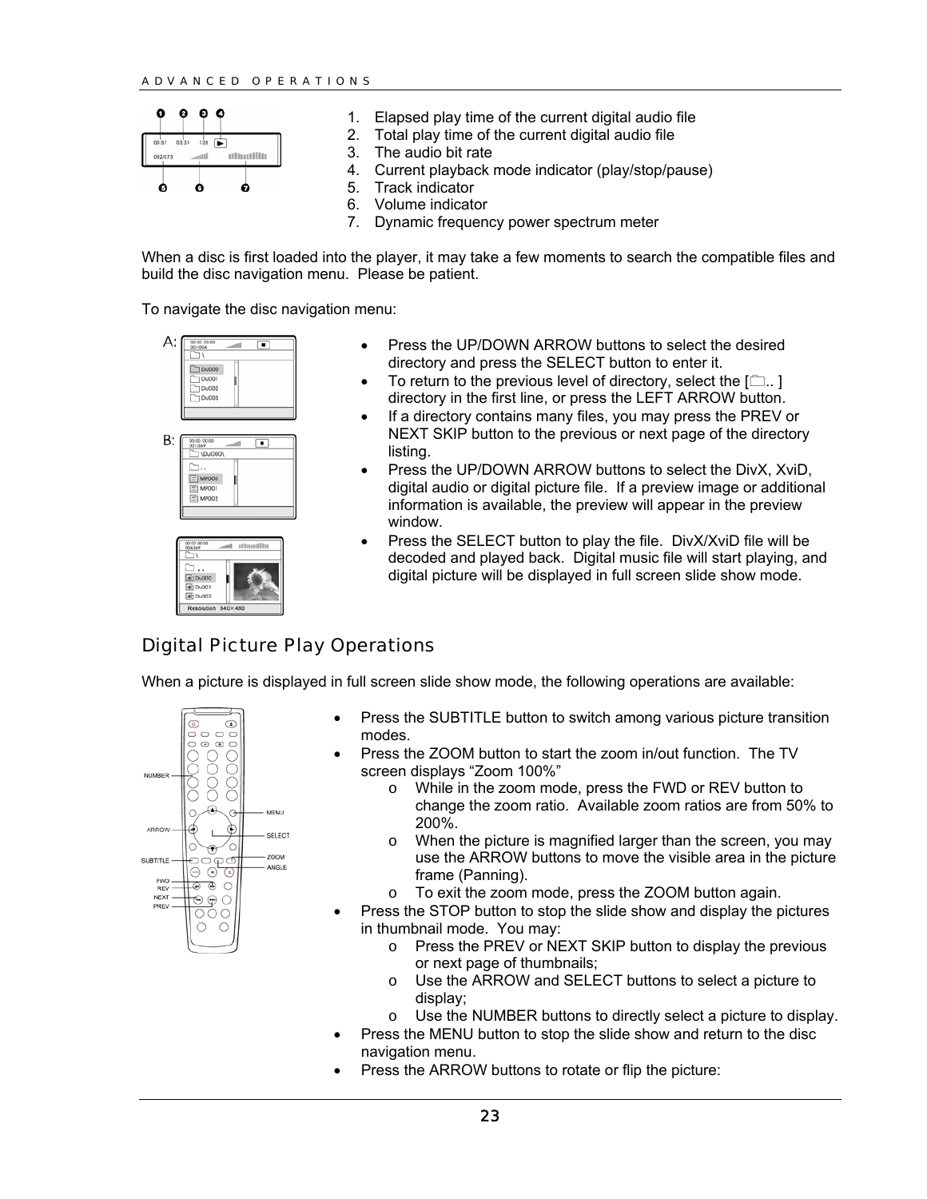1. Elapsed play time of the current digital audio file
2. Total play time of the current digital audio file
3. The audio bit rate
4. Current playback mode indicator (play/stop/pause)
5. Track indicator
6. Volume indicator
7. Dynamic frequency power spectrum meter

When a disc is first loaded into the player, it may take a few moments to search the compatible files and build the disc navigation menu. Please be patient.

To navigate the disc navigation menu:

- Press the UP/DOWN ARROW buttons to select the desired directory and press the SELECT button to enter it.
- To return to the previous level of directory, select the [🗀.. ] directory in the first line, or press the LEFT ARROW button.
- If a directory contains many files, you may press the PREV or NEXT SKIP button to the previous or next page of the directory listing.
- Press the UP/DOWN ARROW buttons to select the DivX, XviD, digital audio or digital picture file. If a preview image or additional information is available, the preview will appear in the preview window.
- Press the SELECT button to play the file. DivX/XviD file will be decoded and played back. Digital music file will start playing, and digital picture will be displayed in full screen slide show mode.

## Digital Picture Play Operations

When a picture is displayed in full screen slide show mode, the following operations are available:

- Press the SUBTITLE button to switch among various picture transition modes.
- Press the ZOOM button to start the zoom in/out function. The TV screen displays "Zoom 100%"
  - While in the zoom mode, press the FWD or REV button to change the zoom ratio. Available zoom ratios are from 50% to 200%.
  - When the picture is magnified larger than the screen, you may use the ARROW buttons to move the visible area in the picture frame (Panning).
  - To exit the zoom mode, press the ZOOM button again.
- Press the STOP button to stop the slide show and display the pictures in thumbnail mode. You may:
  - Press the PREV or NEXT SKIP button to display the previous or next page of thumbnails;
  - Use the ARROW and SELECT buttons to select a picture to display;
  - Use the NUMBER buttons to directly select a picture to display.
- Press the MENU button to stop the slide show and return to the disc navigation menu.
- Press the ARROW buttons to rotate or flip the picture: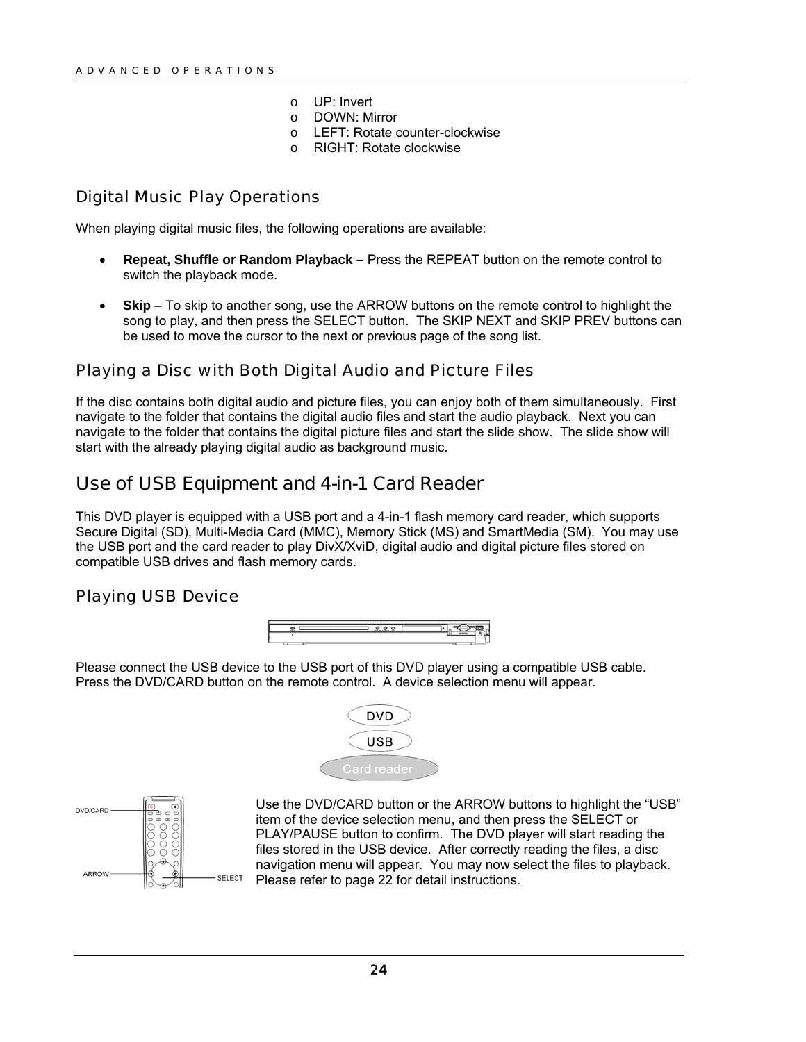- UP: Invert
- DOWN: Mirror
- LEFT: Rotate counter-clockwise
- RIGHT: Rotate clockwise

### Digital Music Play Operations

When playing digital music files, the following operations are available:

- **Repeat, Shuffle or Random Playback –** Press the REPEAT button on the remote control to switch the playback mode.

- **Skip** – To skip to another song, use the ARROW buttons on the remote control to highlight the song to play, and then press the SELECT button. The SKIP NEXT and SKIP PREV buttons can be used to move the cursor to the next or previous page of the song list.

### Playing a Disc with Both Digital Audio and Picture Files

If the disc contains both digital audio and picture files, you can enjoy both of them simultaneously. First navigate to the folder that contains the digital audio files and start the audio playback. Next you can navigate to the folder that contains the digital picture files and start the slide show. The slide show will start with the already playing digital audio as background music.

## Use of USB Equipment and 4-in-1 Card Reader

This DVD player is equipped with a USB port and a 4-in-1 flash memory card reader, which supports Secure Digital (SD), Multi-Media Card (MMC), Memory Stick (MS) and SmartMedia (SM). You may use the USB port and the card reader to play DivX/XviD, digital audio and digital picture files stored on compatible USB drives and flash memory cards.

### Playing USB Device

Please connect the USB device to the USB port of this DVD player using a compatible USB cable. Press the DVD/CARD button on the remote control. A device selection menu will appear.

DVD

USB

Card reader

DVD/CARD

ARROW

SELECT

Use the DVD/CARD button or the ARROW buttons to highlight the "USB" item of the device selection menu, and then press the SELECT or PLAY/PAUSE button to confirm. The DVD player will start reading the files stored in the USB device. After correctly reading the files, a disc navigation menu will appear. You may now select the files to playback. Please refer to page 22 for detail instructions.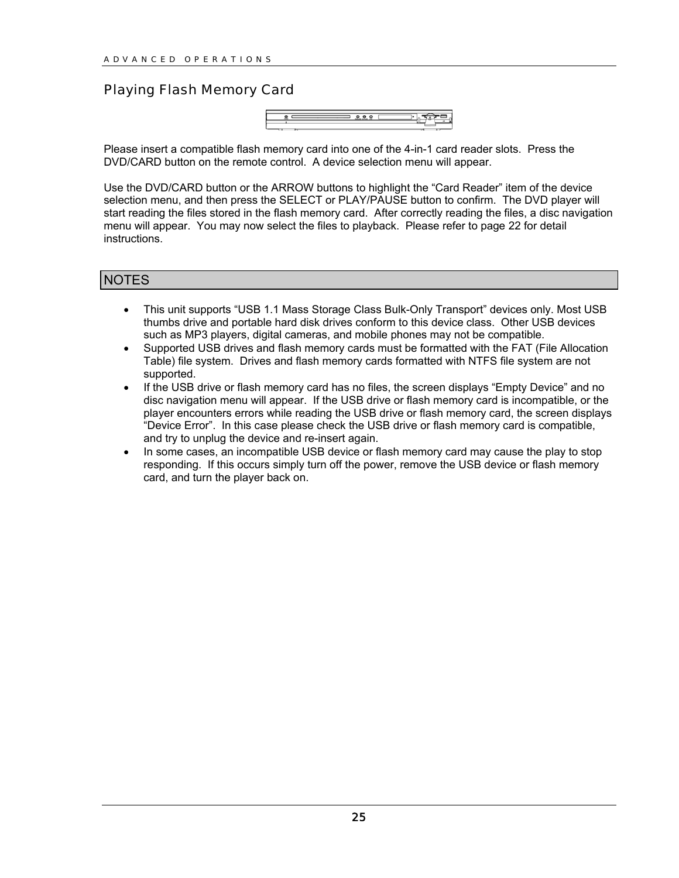## Playing Flash Memory Card

Please insert a compatible flash memory card into one of the 4-in-1 card reader slots. Press the DVD/CARD button on the remote control. A device selection menu will appear.

Use the DVD/CARD button or the ARROW buttons to highlight the “Card Reader” item of the device selection menu, and then press the SELECT or PLAY/PAUSE button to confirm. The DVD player will start reading the files stored in the flash memory card. After correctly reading the files, a disc navigation menu will appear. You may now select the files to playback. Please refer to page 22 for detail instructions.

### NOTES

- This unit supports “USB 1.1 Mass Storage Class Bulk-Only Transport” devices only. Most USB thumbs drive and portable hard disk drives conform to this device class. Other USB devices such as MP3 players, digital cameras, and mobile phones may not be compatible.
- Supported USB drives and flash memory cards must be formatted with the FAT (File Allocation Table) file system. Drives and flash memory cards formatted with NTFS file system are not supported.
- If the USB drive or flash memory card has no files, the screen displays “Empty Device” and no disc navigation menu will appear. If the USB drive or flash memory card is incompatible, or the player encounters errors while reading the USB drive or flash memory card, the screen displays “Device Error”. In this case please check the USB drive or flash memory card is compatible, and try to unplug the device and re-insert again.
- In some cases, an incompatible USB device or flash memory card may cause the play to stop responding. If this occurs simply turn off the power, remove the USB device or flash memory card, and turn the player back on.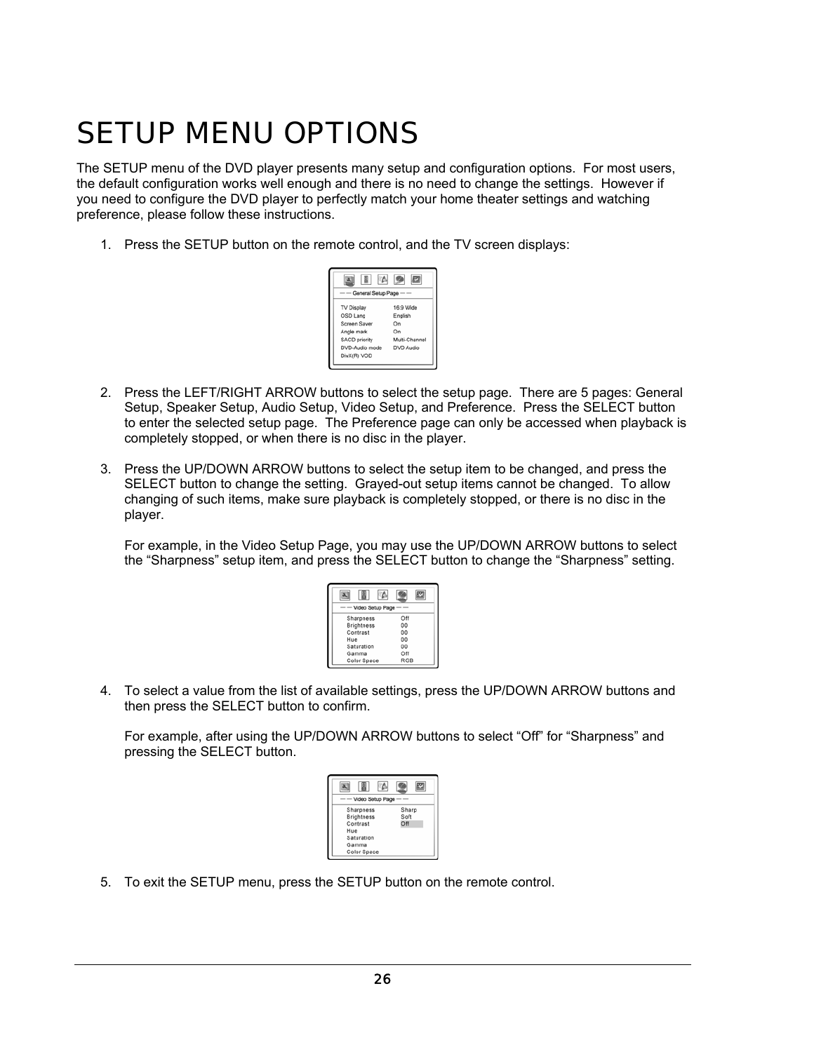// SETUP MENU OPTIONS

The SETUP menu of the DVD player presents many setup and configuration options. For most users, the default configuration works well enough and there is no need to change the settings. However if you need to configure the DVD player to perfectly match your home theater settings and watching preference, please follow these instructions.

1. Press the SETUP button on the remote control, and the TV screen displays:

2. Press the LEFT/RIGHT ARROW buttons to select the setup page. There are 5 pages: General Setup, Speaker Setup, Audio Setup, Video Setup, and Preference. Press the SELECT button to enter the selected setup page. The Preference page can only be accessed when playback is completely stopped, or when there is no disc in the player.

3. Press the UP/DOWN ARROW buttons to select the setup item to be changed, and press the SELECT button to change the setting. Grayed-out setup items cannot be changed. To allow changing of such items, make sure playback is completely stopped, or there is no disc in the player.

   For example, in the Video Setup Page, you may use the UP/DOWN ARROW buttons to select the "Sharpness" setup item, and press the SELECT button to change the "Sharpness" setting.

4. To select a value from the list of available settings, press the UP/DOWN ARROW buttons and then press the SELECT button to confirm.

   For example, after using the UP/DOWN ARROW buttons to select "Off" for "Sharpness" and pressing the SELECT button.

5. To exit the SETUP menu, press the SETUP button on the remote control.

# SETUP MENU OPTIONS

The SETUP menu of the DVD player presents many setup and configuration options. For most users, the default configuration works well enough and there is no need to change the settings. However if you need to configure the DVD player to perfectly match your home theater settings and watching preference, please follow these instructions.

1. Press the SETUP button on the remote control, and the TV screen displays:

2. Press the LEFT/RIGHT ARROW buttons to select the setup page. There are 5 pages: General Setup, Speaker Setup, Audio Setup, Video Setup, and Preference. Press the SELECT button to enter the selected setup page. The Preference page can only be accessed when playback is completely stopped, or when there is no disc in the player.

3. Press the UP/DOWN ARROW buttons to select the setup item to be changed, and press the SELECT button to change the setting. Grayed-out setup items cannot be changed. To allow changing of such items, make sure playback is completely stopped, or there is no disc in the player.

   For example, in the Video Setup Page, you may use the UP/DOWN ARROW buttons to select the "Sharpness" setup item, and press the SELECT button to change the "Sharpness" setting.

4. To select a value from the list of available settings, press the UP/DOWN ARROW buttons and then press the SELECT button to confirm.

   For example, after using the UP/DOWN ARROW buttons to select "Off" for "Sharpness" and pressing the SELECT button.

5. To exit the SETUP menu, press the SETUP button on the remote control.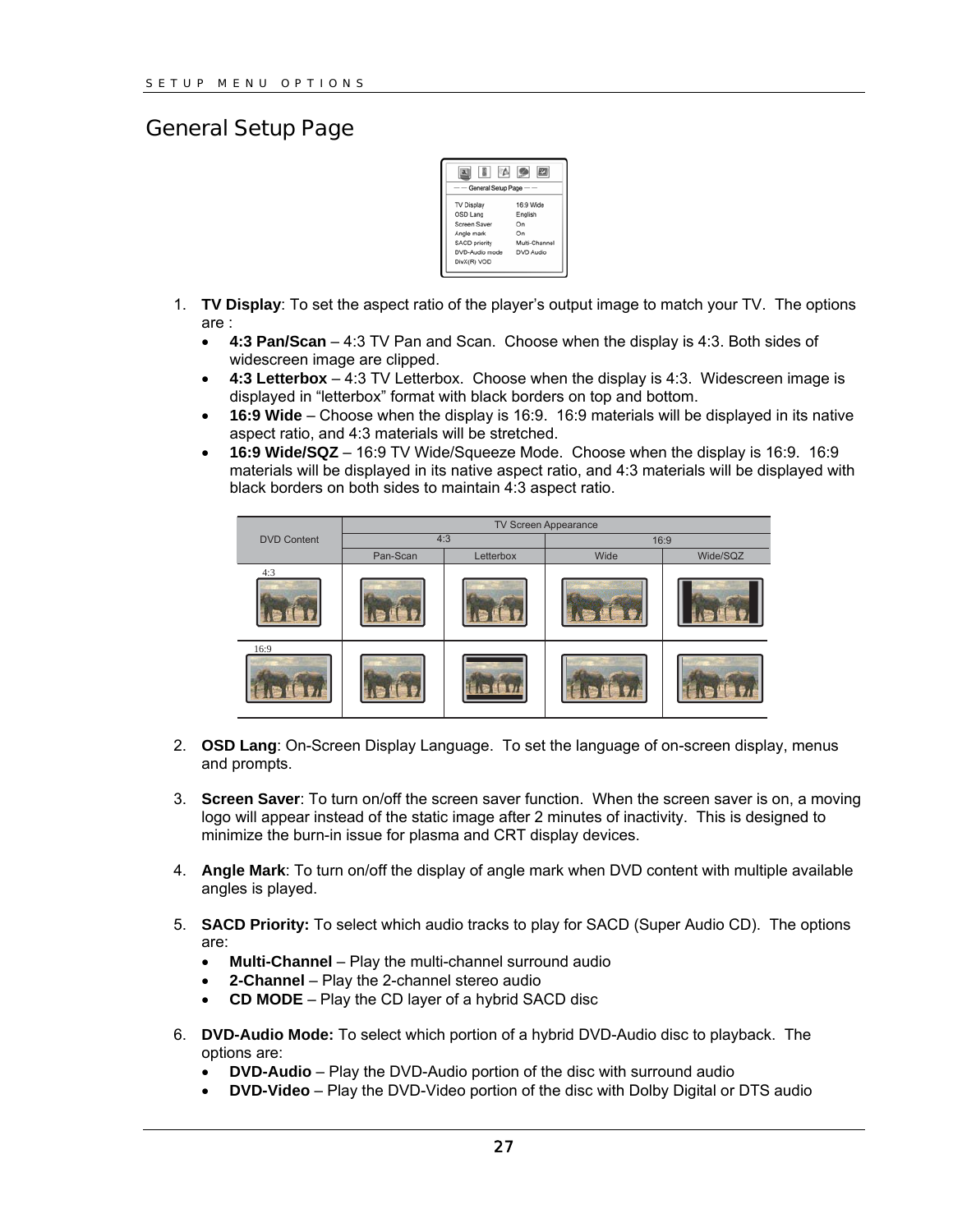## General Setup Page

1. **TV Display**: To set the aspect ratio of the player's output image to match your TV. The options are :
   - **4:3 Pan/Scan** – 4:3 TV Pan and Scan. Choose when the display is 4:3. Both sides of widescreen image are clipped.
   - **4:3 Letterbox** – 4:3 TV Letterbox. Choose when the display is 4:3. Widescreen image is displayed in "letterbox" format with black borders on top and bottom.
   - **16:9 Wide** – Choose when the display is 16:9. 16:9 materials will be displayed in its native aspect ratio, and 4:3 materials will be stretched.
   - **16:9 Wide/SQZ** – 16:9 TV Wide/Squeeze Mode. Choose when the display is 16:9. 16:9 materials will be displayed in its native aspect ratio, and 4:3 materials will be displayed with black borders on both sides to maintain 4:3 aspect ratio.

| DVD Content | TV Screen Appearance | | | |
|---|---|---|---|---|
| | 4:3 | | 16:9 | |
| | Pan-Scan | Letterbox | Wide | Wide/SQZ |
| 4:3 | | | | |
| 16:9 | | | | |

2. **OSD Lang**: On-Screen Display Language. To set the language of on-screen display, menus and prompts.

3. **Screen Saver**: To turn on/off the screen saver function. When the screen saver is on, a moving logo will appear instead of the static image after 2 minutes of inactivity. This is designed to minimize the burn-in issue for plasma and CRT display devices.

4. **Angle Mark**: To turn on/off the display of angle mark when DVD content with multiple available angles is played.

5. **SACD Priority:** To select which audio tracks to play for SACD (Super Audio CD). The options are:
   - **Multi-Channel** – Play the multi-channel surround audio
   - **2-Channel** – Play the 2-channel stereo audio
   - **CD MODE** – Play the CD layer of a hybrid SACD disc

6. **DVD-Audio Mode:** To select which portion of a hybrid DVD-Audio disc to playback. The options are:
   - **DVD-Audio** – Play the DVD-Audio portion of the disc with surround audio
   - **DVD-Video** – Play the DVD-Video portion of the disc with Dolby Digital or DTS audio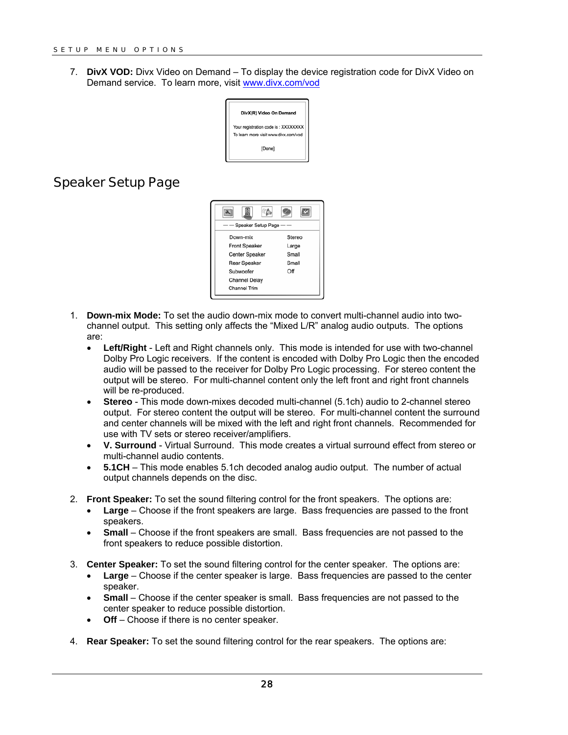7. **DivX VOD:** Divx Video on Demand – To display the device registration code for DivX Video on Demand service. To learn more, visit www.divx.com/vod

## Speaker Setup Page

1. **Down-mix Mode:** To set the audio down-mix mode to convert multi-channel audio into two-channel output. This setting only affects the “Mixed L/R” analog audio outputs. The options are:
   - **Left/Right** - Left and Right channels only. This mode is intended for use with two-channel Dolby Pro Logic receivers. If the content is encoded with Dolby Pro Logic then the encoded audio will be passed to the receiver for Dolby Pro Logic processing. For stereo content the output will be stereo. For multi-channel content only the left front and right front channels will be re-produced.
   - **Stereo** - This mode down-mixes decoded multi-channel (5.1ch) audio to 2-channel stereo output. For stereo content the output will be stereo. For multi-channel content the surround and center channels will be mixed with the left and right front channels. Recommended for use with TV sets or stereo receiver/amplifiers.
   - **V. Surround** - Virtual Surround. This mode creates a virtual surround effect from stereo or multi-channel audio contents.
   - **5.1CH** – This mode enables 5.1ch decoded analog audio output. The number of actual output channels depends on the disc.

2. **Front Speaker:** To set the sound filtering control for the front speakers. The options are:
   - **Large** – Choose if the front speakers are large. Bass frequencies are passed to the front speakers.
   - **Small** – Choose if the front speakers are small. Bass frequencies are not passed to the front speakers to reduce possible distortion.

3. **Center Speaker:** To set the sound filtering control for the center speaker. The options are:
   - **Large** – Choose if the center speaker is large. Bass frequencies are passed to the center speaker.
   - **Small** – Choose if the center speaker is small. Bass frequencies are not passed to the center speaker to reduce possible distortion.
   - **Off** – Choose if there is no center speaker.

4. **Rear Speaker:** To set the sound filtering control for the rear speakers. The options are: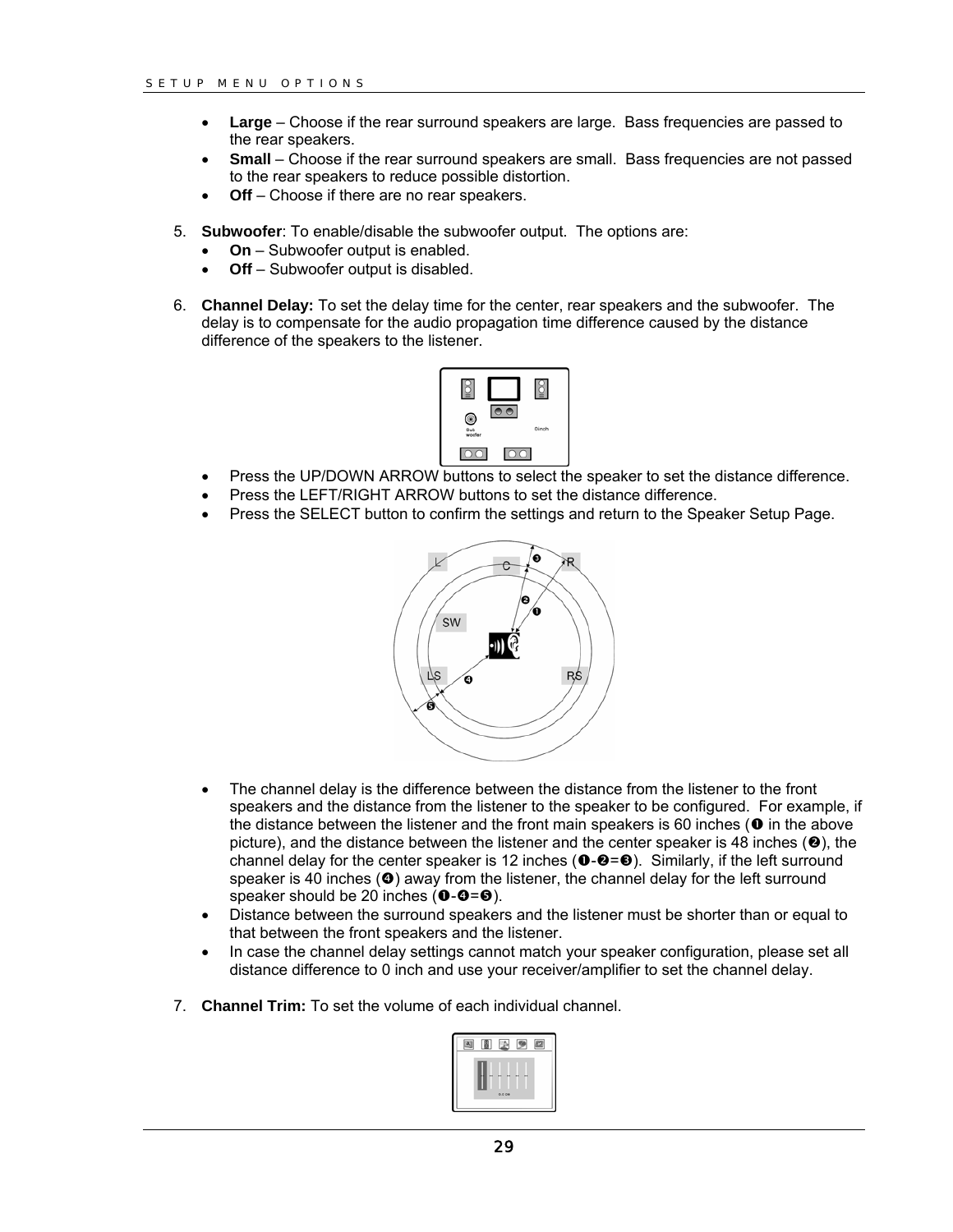- **Large** – Choose if the rear surround speakers are large. Bass frequencies are passed to the rear speakers.
- **Small** – Choose if the rear surround speakers are small. Bass frequencies are not passed to the rear speakers to reduce possible distortion.
- **Off** – Choose if there are no rear speakers.

5. **Subwoofer**: To enable/disable the subwoofer output. The options are:
   - **On** – Subwoofer output is enabled.
   - **Off** – Subwoofer output is disabled.

6. **Channel Delay:** To set the delay time for the center, rear speakers and the subwoofer. The delay is to compensate for the audio propagation time difference caused by the distance difference of the speakers to the listener.

   - Press the UP/DOWN ARROW buttons to select the speaker to set the distance difference.
   - Press the LEFT/RIGHT ARROW buttons to set the distance difference.
   - Press the SELECT button to confirm the settings and return to the Speaker Setup Page.

   - The channel delay is the difference between the distance from the listener to the front speakers and the distance from the listener to the speaker to be configured. For example, if the distance between the listener and the front main speakers is 60 inches (❶ in the above picture), and the distance between the listener and the center speaker is 48 inches (❷), the channel delay for the center speaker is 12 inches (❶-❷=❸). Similarly, if the left surround speaker is 40 inches (❹) away from the listener, the channel delay for the left surround speaker should be 20 inches (❶-❹=❺).
   - Distance between the surround speakers and the listener must be shorter than or equal to that between the front speakers and the listener.
   - In case the channel delay settings cannot match your speaker configuration, please set all distance difference to 0 inch and use your receiver/amplifier to set the channel delay.

7. **Channel Trim:** To set the volume of each individual channel.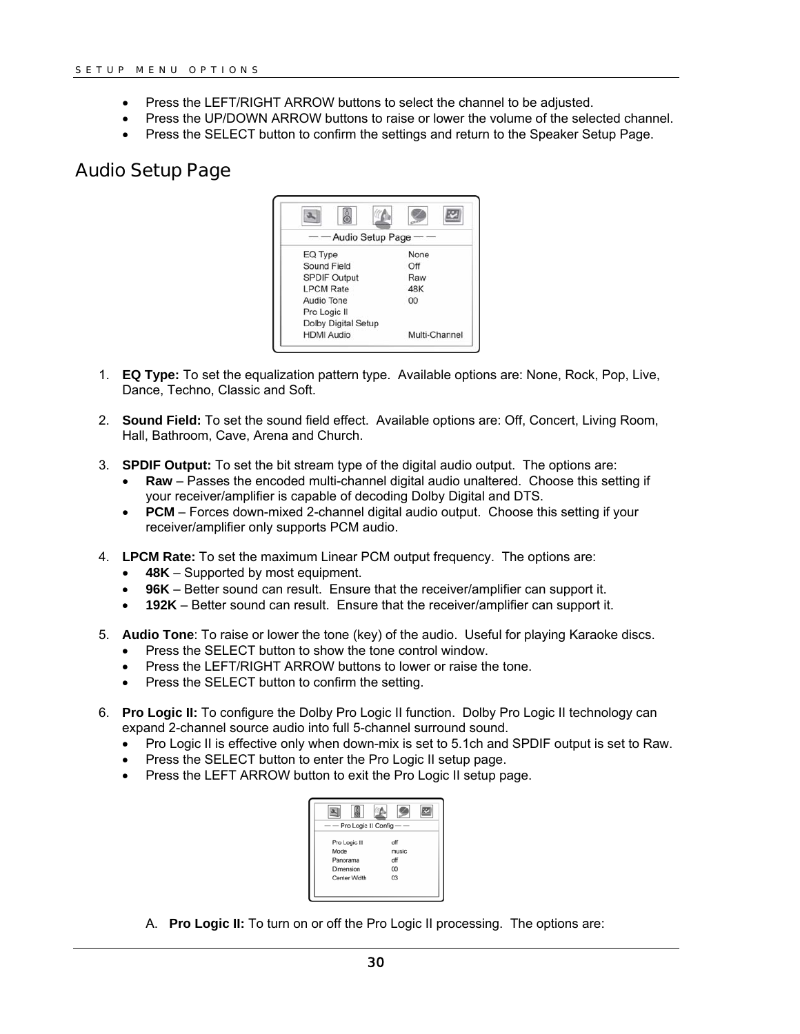- Press the LEFT/RIGHT ARROW buttons to select the channel to be adjusted.
- Press the UP/DOWN ARROW buttons to raise or lower the volume of the selected channel.
- Press the SELECT button to confirm the settings and return to the Speaker Setup Page.

## Audio Setup Page

— — Audio Setup Page — —

| | |
|---|---|
| EQ Type | None |
| Sound Field | Off |
| SPDIF Output | Raw |
| LPCM Rate | 48K |
| Audio Tone | 00 |
| Pro Logic II | |
| Dolby Digital Setup | |
| HDMI Audio | Multi-Channel |

1. **EQ Type:** To set the equalization pattern type. Available options are: None, Rock, Pop, Live, Dance, Techno, Classic and Soft.

2. **Sound Field:** To set the sound field effect. Available options are: Off, Concert, Living Room, Hall, Bathroom, Cave, Arena and Church.

3. **SPDIF Output:** To set the bit stream type of the digital audio output. The options are:
   - **Raw** – Passes the encoded multi-channel digital audio unaltered. Choose this setting if your receiver/amplifier is capable of decoding Dolby Digital and DTS.
   - **PCM** – Forces down-mixed 2-channel digital audio output. Choose this setting if your receiver/amplifier only supports PCM audio.

4. **LPCM Rate:** To set the maximum Linear PCM output frequency. The options are:
   - **48K** – Supported by most equipment.
   - **96K** – Better sound can result. Ensure that the receiver/amplifier can support it.
   - **192K** – Better sound can result. Ensure that the receiver/amplifier can support it.

5. **Audio Tone**: To raise or lower the tone (key) of the audio. Useful for playing Karaoke discs.
   - Press the SELECT button to show the tone control window.
   - Press the LEFT/RIGHT ARROW buttons to lower or raise the tone.
   - Press the SELECT button to confirm the setting.

6. **Pro Logic II:** To configure the Dolby Pro Logic II function. Dolby Pro Logic II technology can expand 2-channel source audio into full 5-channel surround sound.
   - Pro Logic II is effective only when down-mix is set to 5.1ch and SPDIF output is set to Raw.
   - Press the SELECT button to enter the Pro Logic II setup page.
   - Press the LEFT ARROW button to exit the Pro Logic II setup page.

— — Pro Logic II Config — —

| | |
|---|---|
| Pro Logic II | off |
| Mode | music |
| Panorama | off |
| Dimension | 00 |
| Center Width | 03 |

A. **Pro Logic II:** To turn on or off the Pro Logic II processing. The options are: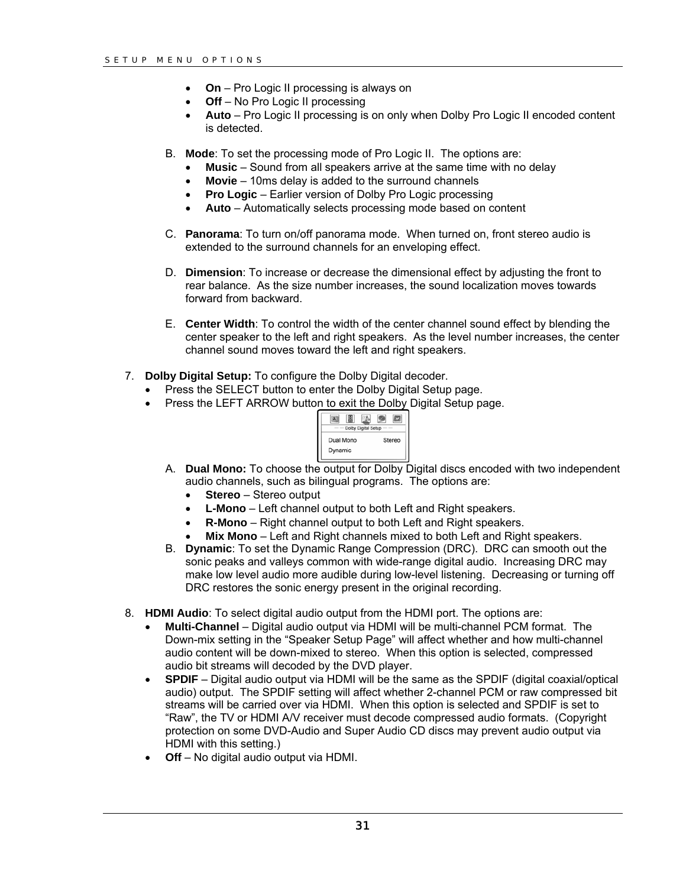- **On** – Pro Logic II processing is always on
- **Off** – No Pro Logic II processing
- **Auto** – Pro Logic II processing is on only when Dolby Pro Logic II encoded content is detected.

B. **Mode**: To set the processing mode of Pro Logic II. The options are:

- **Music** – Sound from all speakers arrive at the same time with no delay
- **Movie** – 10ms delay is added to the surround channels
- **Pro Logic** – Earlier version of Dolby Pro Logic processing
- **Auto** – Automatically selects processing mode based on content

C. **Panorama**: To turn on/off panorama mode. When turned on, front stereo audio is extended to the surround channels for an enveloping effect.

D. **Dimension**: To increase or decrease the dimensional effect by adjusting the front to rear balance. As the size number increases, the sound localization moves towards forward from backward.

E. **Center Width**: To control the width of the center channel sound effect by blending the center speaker to the left and right speakers. As the level number increases, the center channel sound moves toward the left and right speakers.

7. **Dolby Digital Setup:** To configure the Dolby Digital decoder.
   - Press the SELECT button to enter the Dolby Digital Setup page.
   - Press the LEFT ARROW button to exit the Dolby Digital Setup page.

A. **Dual Mono:** To choose the output for Dolby Digital discs encoded with two independent audio channels, such as bilingual programs. The options are:

- **Stereo** – Stereo output
- **L-Mono** – Left channel output to both Left and Right speakers.
- **R-Mono** – Right channel output to both Left and Right speakers.
- **Mix Mono** – Left and Right channels mixed to both Left and Right speakers.

B. **Dynamic**: To set the Dynamic Range Compression (DRC). DRC can smooth out the sonic peaks and valleys common with wide-range digital audio. Increasing DRC may make low level audio more audible during low-level listening. Decreasing or turning off DRC restores the sonic energy present in the original recording.

8. **HDMI Audio**: To select digital audio output from the HDMI port. The options are:
   - **Multi-Channel** – Digital audio output via HDMI will be multi-channel PCM format. The Down-mix setting in the "Speaker Setup Page" will affect whether and how multi-channel audio content will be down-mixed to stereo. When this option is selected, compressed audio bit streams will decoded by the DVD player.
   - **SPDIF** – Digital audio output via HDMI will be the same as the SPDIF (digital coaxial/optical audio) output. The SPDIF setting will affect whether 2-channel PCM or raw compressed bit streams will be carried over via HDMI. When this option is selected and SPDIF is set to "Raw", the TV or HDMI A/V receiver must decode compressed audio formats. (Copyright protection on some DVD-Audio and Super Audio CD discs may prevent audio output via HDMI with this setting.)
   - **Off** – No digital audio output via HDMI.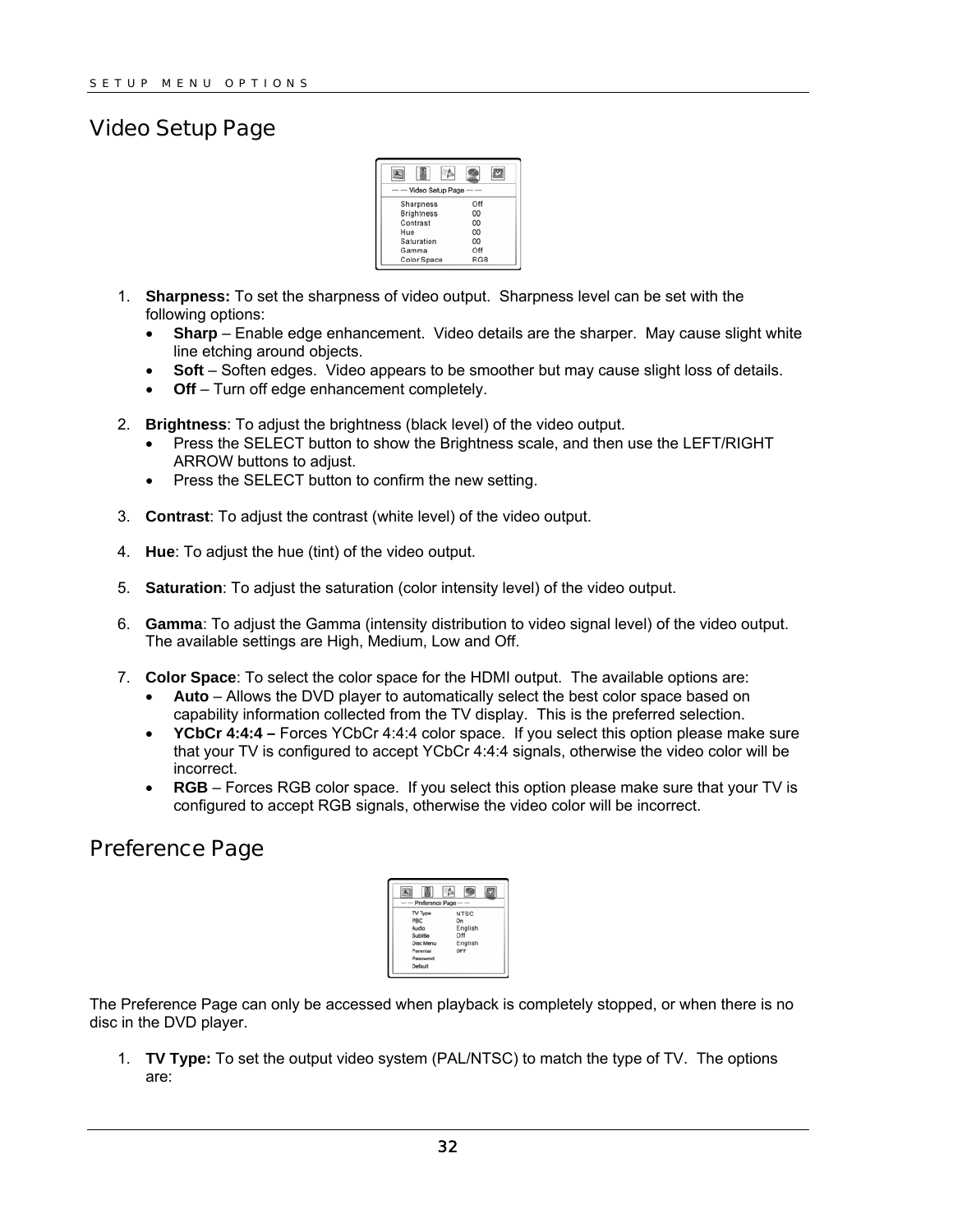## Video Setup Page

1. **Sharpness:** To set the sharpness of video output. Sharpness level can be set with the following options:
   - **Sharp** – Enable edge enhancement. Video details are the sharper. May cause slight white line etching around objects.
   - **Soft** – Soften edges. Video appears to be smoother but may cause slight loss of details.
   - **Off** – Turn off edge enhancement completely.

2. **Brightness**: To adjust the brightness (black level) of the video output.
   - Press the SELECT button to show the Brightness scale, and then use the LEFT/RIGHT ARROW buttons to adjust.
   - Press the SELECT button to confirm the new setting.

3. **Contrast**: To adjust the contrast (white level) of the video output.

4. **Hue**: To adjust the hue (tint) of the video output.

5. **Saturation**: To adjust the saturation (color intensity level) of the video output.

6. **Gamma**: To adjust the Gamma (intensity distribution to video signal level) of the video output. The available settings are High, Medium, Low and Off.

7. **Color Space**: To select the color space for the HDMI output. The available options are:
   - **Auto** – Allows the DVD player to automatically select the best color space based on capability information collected from the TV display. This is the preferred selection.
   - **YCbCr 4:4:4 –** Forces YCbCr 4:4:4 color space. If you select this option please make sure that your TV is configured to accept YCbCr 4:4:4 signals, otherwise the video color will be incorrect.
   - **RGB** – Forces RGB color space. If you select this option please make sure that your TV is configured to accept RGB signals, otherwise the video color will be incorrect.

## Preference Page

The Preference Page can only be accessed when playback is completely stopped, or when there is no disc in the DVD player.

1. **TV Type:** To set the output video system (PAL/NTSC) to match the type of TV. The options are: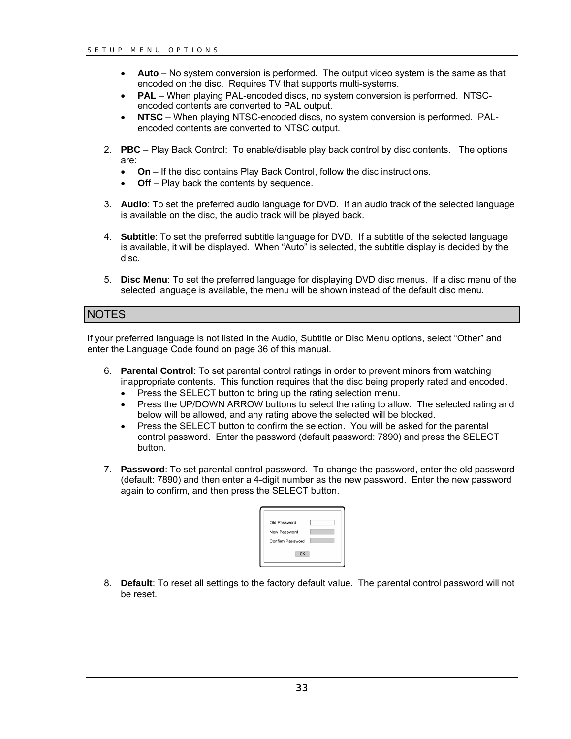- **Auto** – No system conversion is performed. The output video system is the same as that encoded on the disc. Requires TV that supports multi-systems.
- **PAL** – When playing PAL-encoded discs, no system conversion is performed. NTSC-encoded contents are converted to PAL output.
- **NTSC** – When playing NTSC-encoded discs, no system conversion is performed. PAL-encoded contents are converted to NTSC output.

2. **PBC** – Play Back Control: To enable/disable play back control by disc contents. The options are:
   - **On** – If the disc contains Play Back Control, follow the disc instructions.
   - **Off** – Play back the contents by sequence.

3. **Audio**: To set the preferred audio language for DVD. If an audio track of the selected language is available on the disc, the audio track will be played back.

4. **Subtitle**: To set the preferred subtitle language for DVD. If a subtitle of the selected language is available, it will be displayed. When "Auto" is selected, the subtitle display is decided by the disc.

5. **Disc Menu**: To set the preferred language for displaying DVD disc menus. If a disc menu of the selected language is available, the menu will be shown instead of the default disc menu.

## NOTES

If your preferred language is not listed in the Audio, Subtitle or Disc Menu options, select "Other" and enter the Language Code found on page 36 of this manual.

6. **Parental Control**: To set parental control ratings in order to prevent minors from watching inappropriate contents. This function requires that the disc being properly rated and encoded.
   - Press the SELECT button to bring up the rating selection menu.
   - Press the UP/DOWN ARROW buttons to select the rating to allow. The selected rating and below will be allowed, and any rating above the selected will be blocked.
   - Press the SELECT button to confirm the selection. You will be asked for the parental control password. Enter the password (default password: 7890) and press the SELECT button.

7. **Password**: To set parental control password. To change the password, enter the old password (default: 7890) and then enter a 4-digit number as the new password. Enter the new password again to confirm, and then press the SELECT button.

   Old Password
   New Password
   Confirm Password
   OK

8. **Default**: To reset all settings to the factory default value. The parental control password will not be reset.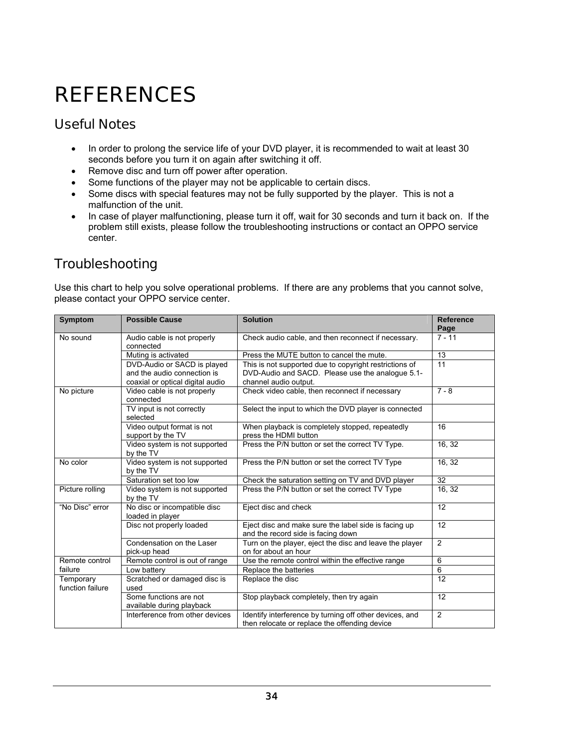# REFERENCES

## Useful Notes

- In order to prolong the service life of your DVD player, it is recommended to wait at least 30 seconds before you turn it on again after switching it off.
- Remove disc and turn off power after operation.
- Some functions of the player may not be applicable to certain discs.
- Some discs with special features may not be fully supported by the player. This is not a malfunction of the unit.
- In case of player malfunctioning, please turn it off, wait for 30 seconds and turn it back on. If the problem still exists, please follow the troubleshooting instructions or contact an OPPO service center.

## Troubleshooting

Use this chart to help you solve operational problems. If there are any problems that you cannot solve, please contact your OPPO service center.

| Symptom | Possible Cause | Solution | Reference Page |
|---|---|---|---|
| No sound | Audio cable is not properly connected | Check audio cable, and then reconnect if necessary. | 7 - 11 |
| | Muting is activated | Press the MUTE button to cancel the mute. | 13 |
| | DVD-Audio or SACD is played and the audio connection is coaxial or optical digital audio | This is not supported due to copyright restrictions of DVD-Audio and SACD. Please use the analogue 5.1-channel audio output. | 11 |
| No picture | Video cable is not properly connected | Check video cable, then reconnect if necessary | 7 - 8 |
| | TV input is not correctly selected | Select the input to which the DVD player is connected | |
| | Video output format is not support by the TV | When playback is completely stopped, repeatedly press the HDMI button | 16 |
| | Video system is not supported by the TV | Press the P/N button or set the correct TV Type. | 16, 32 |
| No color | Video system is not supported by the TV | Press the P/N button or set the correct TV Type | 16, 32 |
| | Saturation set too low | Check the saturation setting on TV and DVD player | 32 |
| Picture rolling | Video system is not supported by the TV | Press the P/N button or set the correct TV Type | 16, 32 |
| "No Disc" error | No disc or incompatible disc loaded in player | Eject disc and check | 12 |
| | Disc not properly loaded | Eject disc and make sure the label side is facing up and the record side is facing down | 12 |
| | Condensation on the Laser pick-up head | Turn on the player, eject the disc and leave the player on for about an hour | 2 |
| Remote control failure | Remote control is out of range | Use the remote control within the effective range | 6 |
| | Low battery | Replace the batteries | 6 |
| Temporary function failure | Scratched or damaged disc is used | Replace the disc | 12 |
| | Some functions are not available during playback | Stop playback completely, then try again | 12 |
| | Interference from other devices | Identify interference by turning off other devices, and then relocate or replace the offending device | 2 |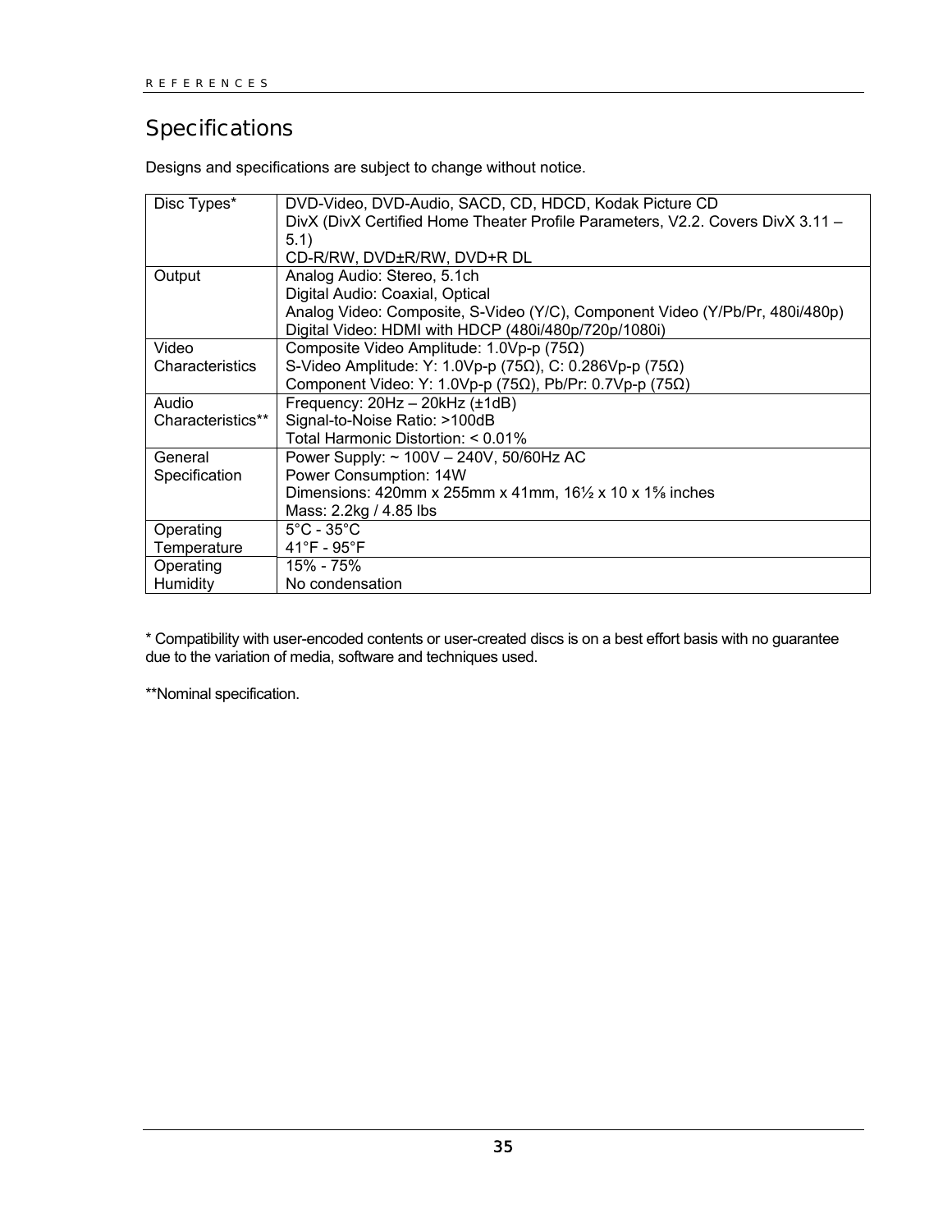# Specifications

Designs and specifications are subject to change without notice.

| | |
|---|---|
| Disc Types* | DVD-Video, DVD-Audio, SACD, CD, HDCD, Kodak Picture CD<br>DivX (DivX Certified Home Theater Profile Parameters, V2.2. Covers DivX 3.11 – 5.1)<br>CD-R/RW, DVD±R/RW, DVD+R DL |
| Output | Analog Audio: Stereo, 5.1ch<br>Digital Audio: Coaxial, Optical<br>Analog Video: Composite, S-Video (Y/C), Component Video (Y/Pb/Pr, 480i/480p)<br>Digital Video: HDMI with HDCP (480i/480p/720p/1080i) |
| Video Characteristics | Composite Video Amplitude: 1.0Vp-p (75Ω)<br>S-Video Amplitude: Y: 1.0Vp-p (75Ω), C: 0.286Vp-p (75Ω)<br>Component Video: Y: 1.0Vp-p (75Ω), Pb/Pr: 0.7Vp-p (75Ω) |
| Audio Characteristics** | Frequency: 20Hz – 20kHz (±1dB)<br>Signal-to-Noise Ratio: >100dB<br>Total Harmonic Distortion: < 0.01% |
| General Specification | Power Supply: ~ 100V – 240V, 50/60Hz AC<br>Power Consumption: 14W<br>Dimensions: 420mm x 255mm x 41mm, 16½ x 10 x 1⅝ inches<br>Mass: 2.2kg / 4.85 lbs |
| Operating Temperature | 5°C - 35°C<br>41°F - 95°F |
| Operating Humidity | 15% - 75%<br>No condensation |

* Compatibility with user-encoded contents or user-created discs is on a best effort basis with no guarantee due to the variation of media, software and techniques used.

**Nominal specification.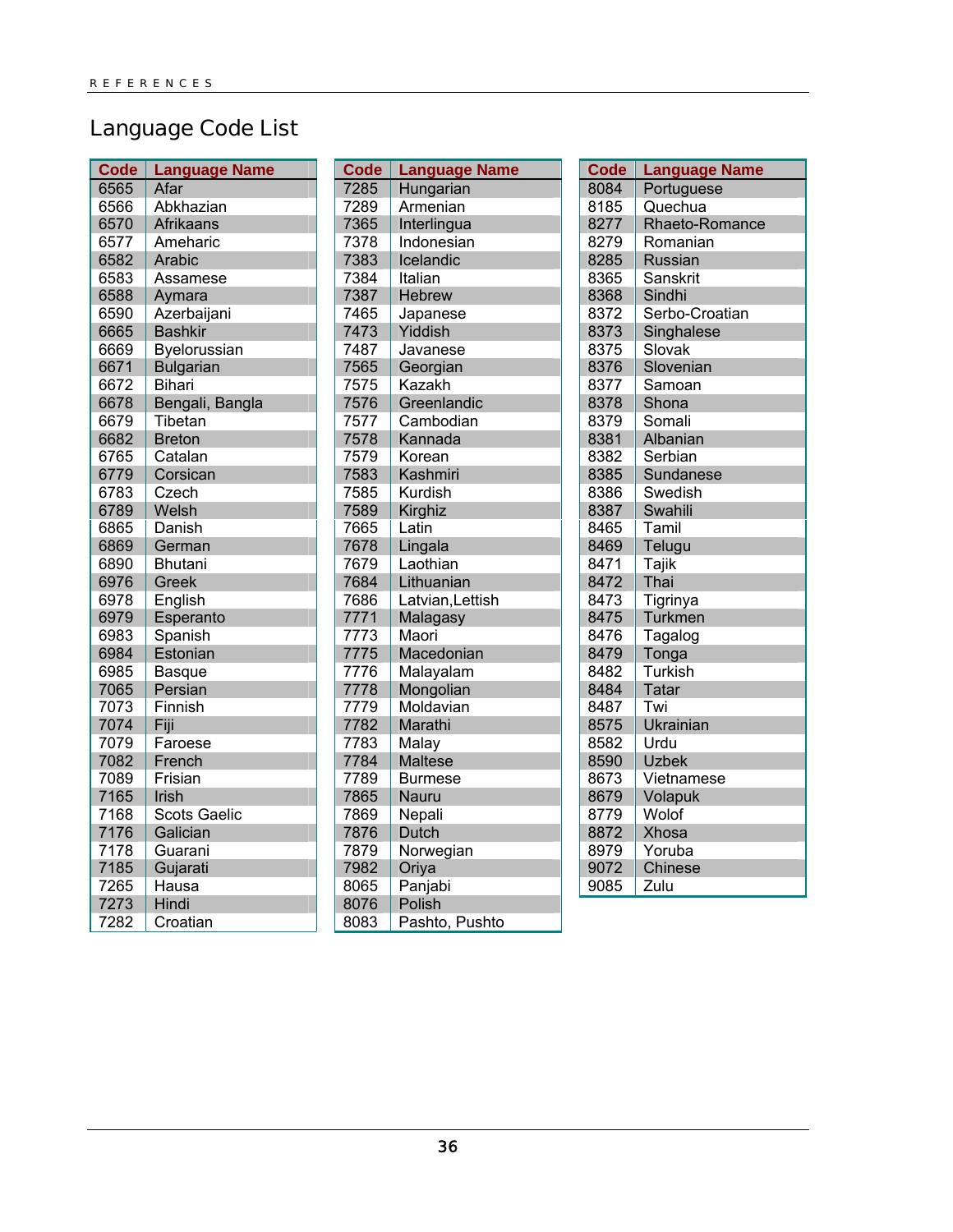## Language Code List

| Code | Language Name |
|---|---|
| 6565 | Afar |
| 6566 | Abkhazian |
| 6570 | Afrikaans |
| 6577 | Ameharic |
| 6582 | Arabic |
| 6583 | Assamese |
| 6588 | Aymara |
| 6590 | Azerbaijani |
| 6665 | Bashkir |
| 6669 | Byelorussian |
| 6671 | Bulgarian |
| 6672 | Bihari |
| 6678 | Bengali, Bangla |
| 6679 | Tibetan |
| 6682 | Breton |
| 6765 | Catalan |
| 6779 | Corsican |
| 6783 | Czech |
| 6789 | Welsh |
| 6865 | Danish |
| 6869 | German |
| 6890 | Bhutani |
| 6976 | Greek |
| 6978 | English |
| 6979 | Esperanto |
| 6983 | Spanish |
| 6984 | Estonian |
| 6985 | Basque |
| 7065 | Persian |
| 7073 | Finnish |
| 7074 | Fiji |
| 7079 | Faroese |
| 7082 | French |
| 7089 | Frisian |
| 7165 | Irish |
| 7168 | Scots Gaelic |
| 7176 | Galician |
| 7178 | Guarani |
| 7185 | Gujarati |
| 7265 | Hausa |
| 7273 | Hindi |
| 7282 | Croatian |

| Code | Language Name |
|---|---|
| 7285 | Hungarian |
| 7289 | Armenian |
| 7365 | Interlingua |
| 7378 | Indonesian |
| 7383 | Icelandic |
| 7384 | Italian |
| 7387 | Hebrew |
| 7465 | Japanese |
| 7473 | Yiddish |
| 7487 | Javanese |
| 7565 | Georgian |
| 7575 | Kazakh |
| 7576 | Greenlandic |
| 7577 | Cambodian |
| 7578 | Kannada |
| 7579 | Korean |
| 7583 | Kashmiri |
| 7585 | Kurdish |
| 7589 | Kirghiz |
| 7665 | Latin |
| 7678 | Lingala |
| 7679 | Laothian |
| 7684 | Lithuanian |
| 7686 | Latvian,Lettish |
| 7771 | Malagasy |
| 7773 | Maori |
| 7775 | Macedonian |
| 7776 | Malayalam |
| 7778 | Mongolian |
| 7779 | Moldavian |
| 7782 | Marathi |
| 7783 | Malay |
| 7784 | Maltese |
| 7789 | Burmese |
| 7865 | Nauru |
| 7869 | Nepali |
| 7876 | Dutch |
| 7879 | Norwegian |
| 7982 | Oriya |
| 8065 | Panjabi |
| 8076 | Polish |
| 8083 | Pashto, Pushto |

| Code | Language Name |
|---|---|
| 8084 | Portuguese |
| 8185 | Quechua |
| 8277 | Rhaeto-Romance |
| 8279 | Romanian |
| 8285 | Russian |
| 8365 | Sanskrit |
| 8368 | Sindhi |
| 8372 | Serbo-Croatian |
| 8373 | Singhalese |
| 8375 | Slovak |
| 8376 | Slovenian |
| 8377 | Samoan |
| 8378 | Shona |
| 8379 | Somali |
| 8381 | Albanian |
| 8382 | Serbian |
| 8385 | Sundanese |
| 8386 | Swedish |
| 8387 | Swahili |
| 8465 | Tamil |
| 8469 | Telugu |
| 8471 | Tajik |
| 8472 | Thai |
| 8473 | Tigrinya |
| 8475 | Turkmen |
| 8476 | Tagalog |
| 8479 | Tonga |
| 8482 | Turkish |
| 8484 | Tatar |
| 8487 | Twi |
| 8575 | Ukrainian |
| 8582 | Urdu |
| 8590 | Uzbek |
| 8673 | Vietnamese |
| 8679 | Volapuk |
| 8779 | Wolof |
| 8872 | Xhosa |
| 8979 | Yoruba |
| 9072 | Chinese |
| 9085 | Zulu |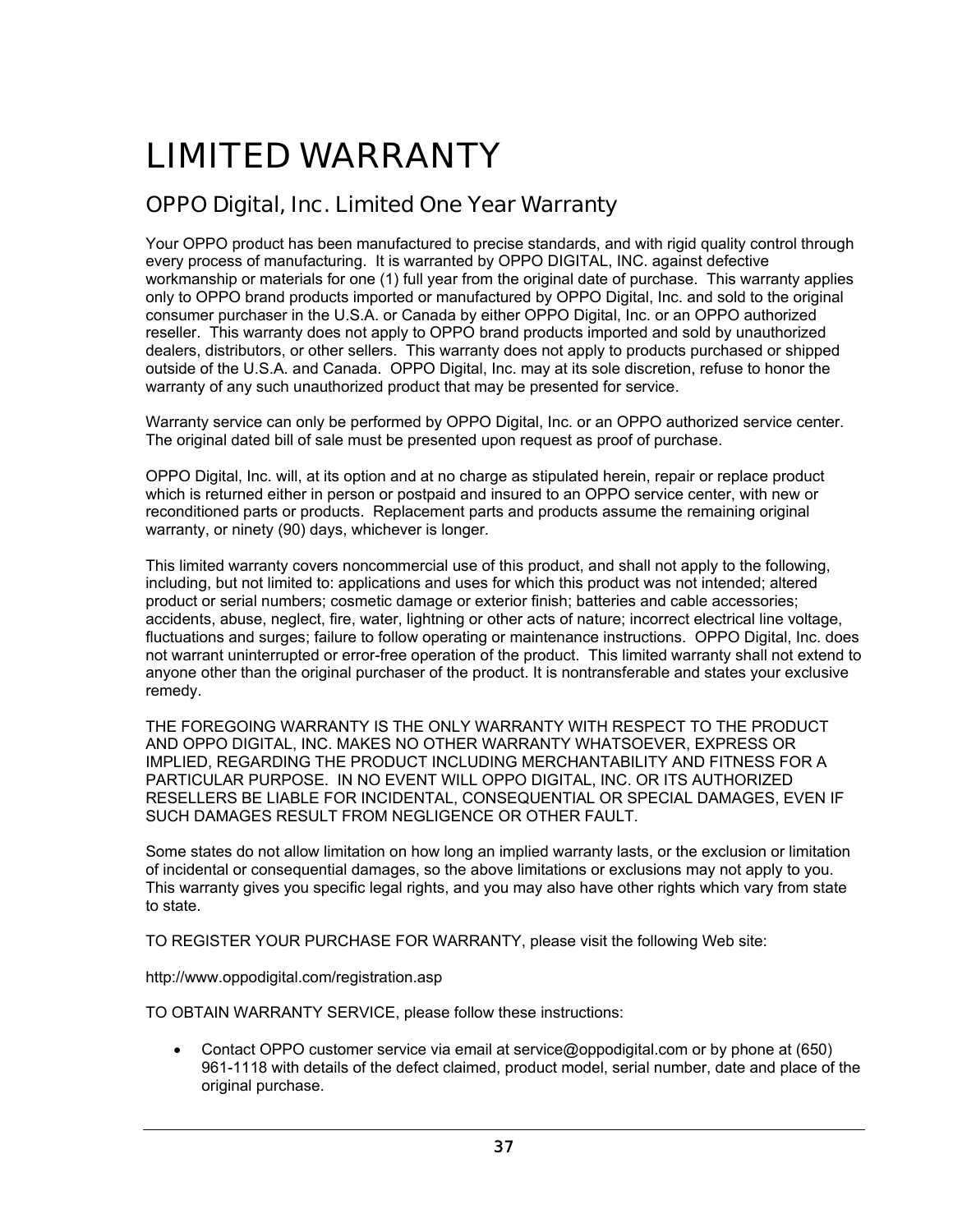# LIMITED WARRANTY

## OPPO Digital, Inc. Limited One Year Warranty

Your OPPO product has been manufactured to precise standards, and with rigid quality control through every process of manufacturing. It is warranted by OPPO DIGITAL, INC. against defective workmanship or materials for one (1) full year from the original date of purchase. This warranty applies only to OPPO brand products imported or manufactured by OPPO Digital, Inc. and sold to the original consumer purchaser in the U.S.A. or Canada by either OPPO Digital, Inc. or an OPPO authorized reseller. This warranty does not apply to OPPO brand products imported and sold by unauthorized dealers, distributors, or other sellers. This warranty does not apply to products purchased or shipped outside of the U.S.A. and Canada. OPPO Digital, Inc. may at its sole discretion, refuse to honor the warranty of any such unauthorized product that may be presented for service.

Warranty service can only be performed by OPPO Digital, Inc. or an OPPO authorized service center. The original dated bill of sale must be presented upon request as proof of purchase.

OPPO Digital, Inc. will, at its option and at no charge as stipulated herein, repair or replace product which is returned either in person or postpaid and insured to an OPPO service center, with new or reconditioned parts or products. Replacement parts and products assume the remaining original warranty, or ninety (90) days, whichever is longer.

This limited warranty covers noncommercial use of this product, and shall not apply to the following, including, but not limited to: applications and uses for which this product was not intended; altered product or serial numbers; cosmetic damage or exterior finish; batteries and cable accessories; accidents, abuse, neglect, fire, water, lightning or other acts of nature; incorrect electrical line voltage, fluctuations and surges; failure to follow operating or maintenance instructions. OPPO Digital, Inc. does not warrant uninterrupted or error-free operation of the product. This limited warranty shall not extend to anyone other than the original purchaser of the product. It is nontransferable and states your exclusive remedy.

THE FOREGOING WARRANTY IS THE ONLY WARRANTY WITH RESPECT TO THE PRODUCT AND OPPO DIGITAL, INC. MAKES NO OTHER WARRANTY WHATSOEVER, EXPRESS OR IMPLIED, REGARDING THE PRODUCT INCLUDING MERCHANTABILITY AND FITNESS FOR A PARTICULAR PURPOSE. IN NO EVENT WILL OPPO DIGITAL, INC. OR ITS AUTHORIZED RESELLERS BE LIABLE FOR INCIDENTAL, CONSEQUENTIAL OR SPECIAL DAMAGES, EVEN IF SUCH DAMAGES RESULT FROM NEGLIGENCE OR OTHER FAULT.

Some states do not allow limitation on how long an implied warranty lasts, or the exclusion or limitation of incidental or consequential damages, so the above limitations or exclusions may not apply to you. This warranty gives you specific legal rights, and you may also have other rights which vary from state to state.

TO REGISTER YOUR PURCHASE FOR WARRANTY, please visit the following Web site:

http://www.oppodigital.com/registration.asp

TO OBTAIN WARRANTY SERVICE, please follow these instructions:

- Contact OPPO customer service via email at service@oppodigital.com or by phone at (650) 961-1118 with details of the defect claimed, product model, serial number, date and place of the original purchase.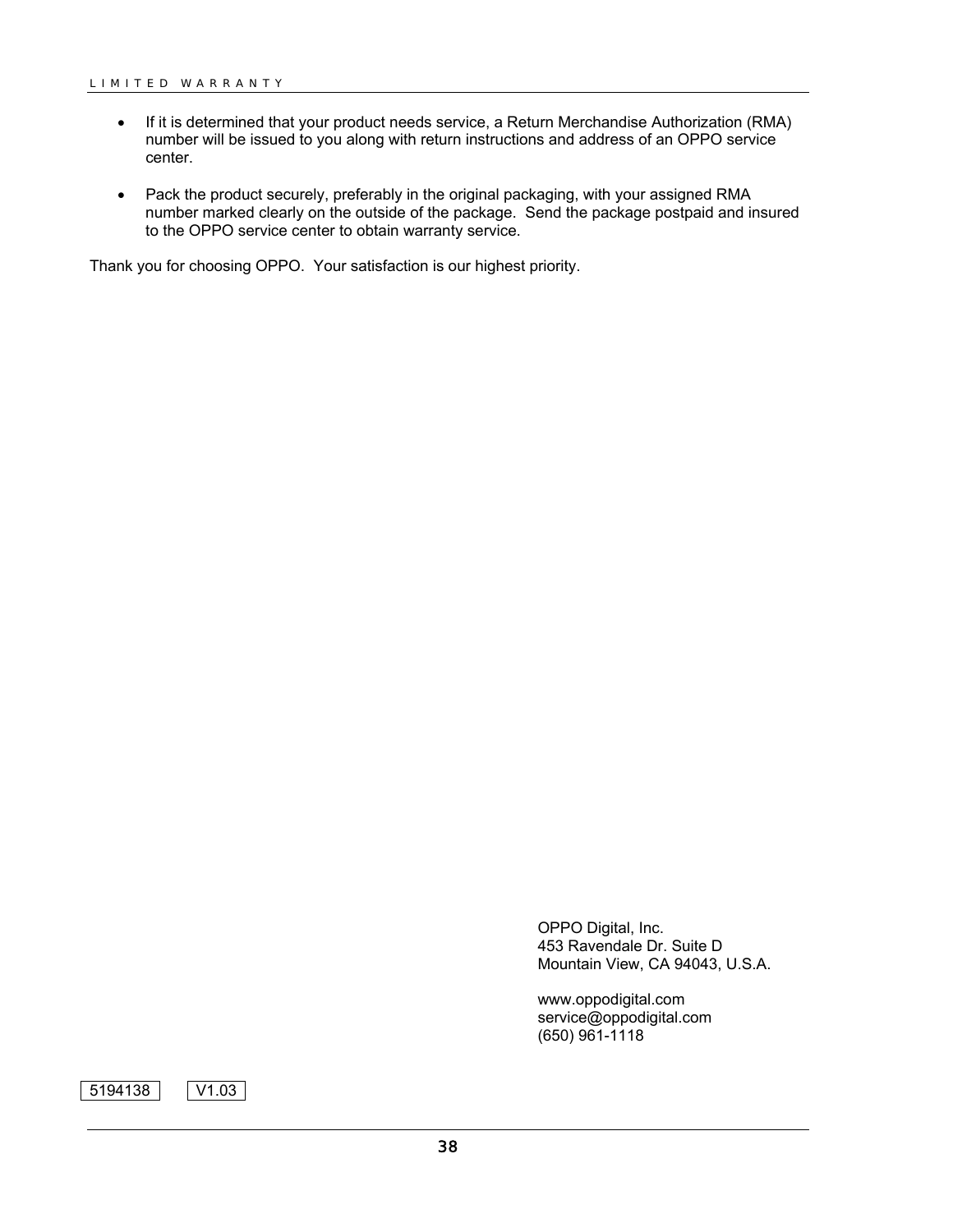- If it is determined that your product needs service, a Return Merchandise Authorization (RMA) number will be issued to you along with return instructions and address of an OPPO service center.

- Pack the product securely, preferably in the original packaging, with your assigned RMA number marked clearly on the outside of the package. Send the package postpaid and insured to the OPPO service center to obtain warranty service.

Thank you for choosing OPPO. Your satisfaction is our highest priority.

OPPO Digital, Inc.
453 Ravendale Dr. Suite D
Mountain View, CA 94043, U.S.A.

www.oppodigital.com
service@oppodigital.com
(650) 961-1118

5194138 V1.03